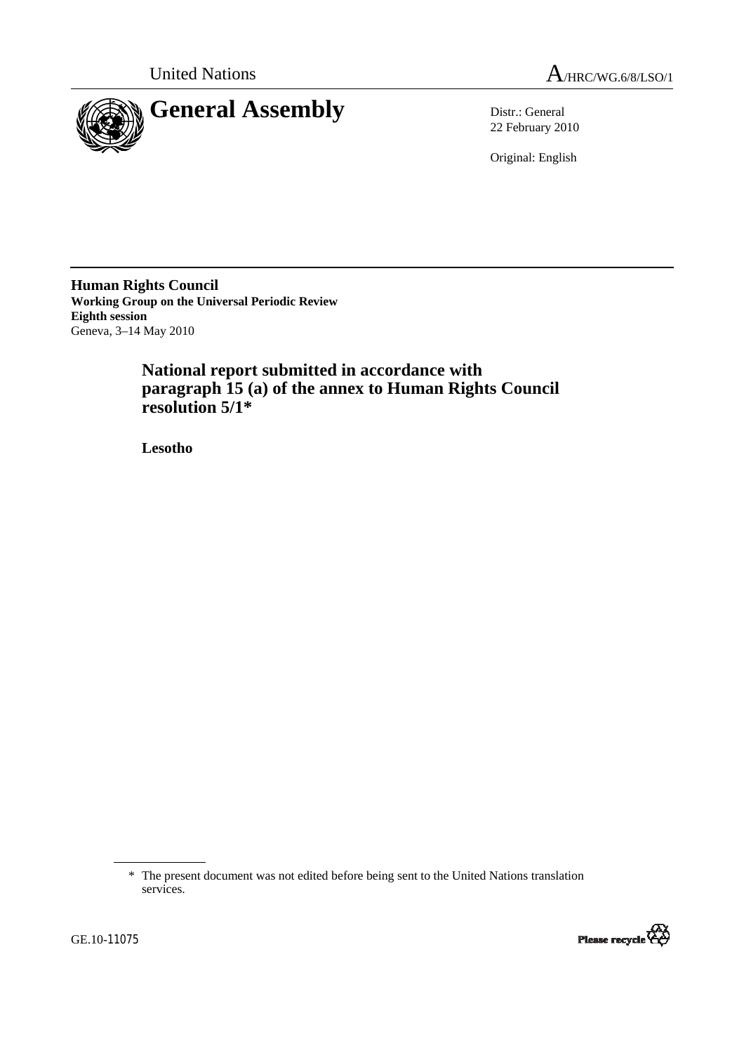United Nations A/HRC/WG.6/8/LSO/1

# General Assembly

Distr.: General
22 February 2010

Original: English

**Human Rights Council**
**Working Group on the Universal Periodic Review**
**Eighth session**
Geneva, 3–14 May 2010

## National report submitted in accordance with paragraph 15 (a) of the annex to Human Rights Council resolution 5/1*

**Lesotho**

\* The present document was not edited before being sent to the United Nations translation services.

GE.10-11075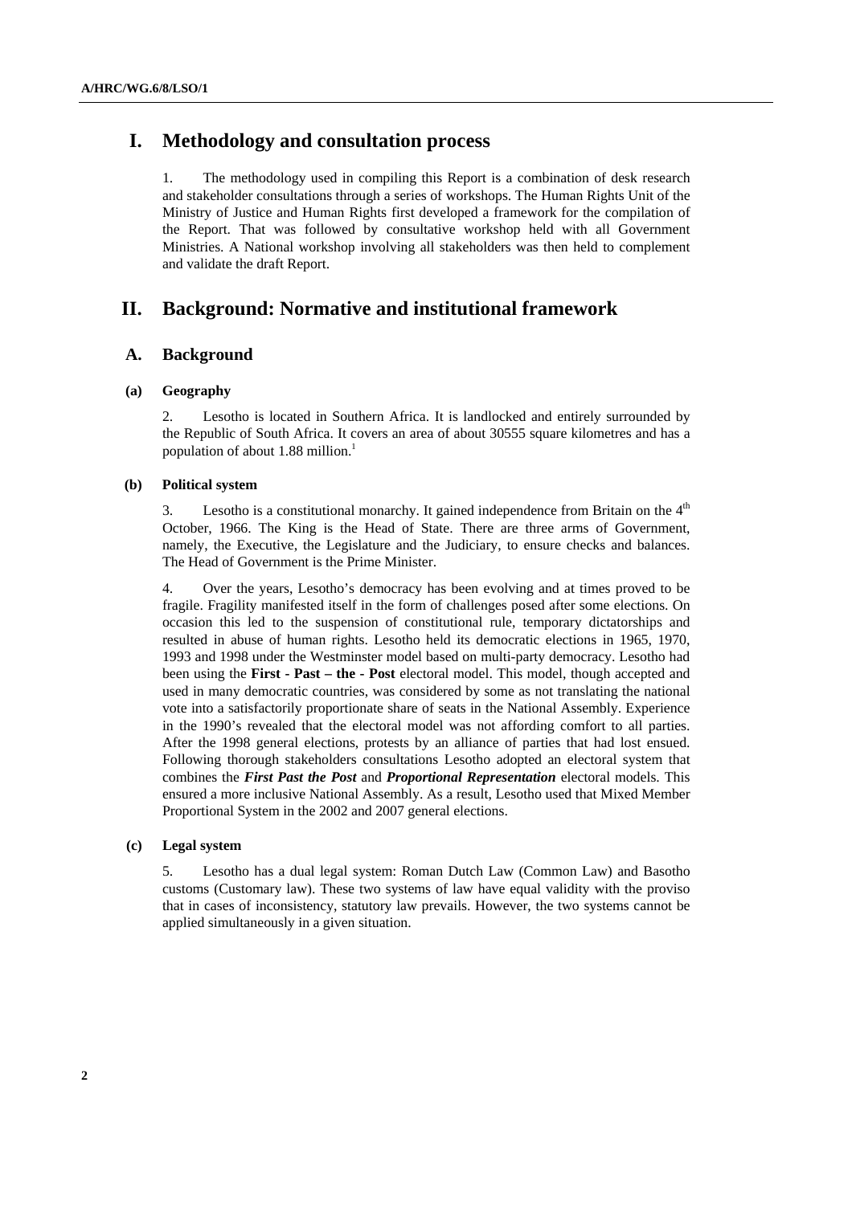# I. Methodology and consultation process

1. The methodology used in compiling this Report is a combination of desk research and stakeholder consultations through a series of workshops. The Human Rights Unit of the Ministry of Justice and Human Rights first developed a framework for the compilation of the Report. That was followed by consultative workshop held with all Government Ministries. A National workshop involving all stakeholders was then held to complement and validate the draft Report.

# II. Background: Normative and institutional framework

## A. Background

### (a) Geography

2. Lesotho is located in Southern Africa. It is landlocked and entirely surrounded by the Republic of South Africa. It covers an area of about 30555 square kilometres and has a population of about 1.88 million.[1]

### (b) Political system

3. Lesotho is a constitutional monarchy. It gained independence from Britain on the 4th October, 1966. The King is the Head of State. There are three arms of Government, namely, the Executive, the Legislature and the Judiciary, to ensure checks and balances. The Head of Government is the Prime Minister.

4. Over the years, Lesotho's democracy has been evolving and at times proved to be fragile. Fragility manifested itself in the form of challenges posed after some elections. On occasion this led to the suspension of constitutional rule, temporary dictatorships and resulted in abuse of human rights. Lesotho held its democratic elections in 1965, 1970, 1993 and 1998 under the Westminster model based on multi-party democracy. Lesotho had been using the **First - Past – the - Post** electoral model. This model, though accepted and used in many democratic countries, was considered by some as not translating the national vote into a satisfactorily proportionate share of seats in the National Assembly. Experience in the 1990's revealed that the electoral model was not affording comfort to all parties. After the 1998 general elections, protests by an alliance of parties that had lost ensued. Following thorough stakeholders consultations Lesotho adopted an electoral system that combines the ***First Past the Post*** and ***Proportional Representation*** electoral models. This ensured a more inclusive National Assembly. As a result, Lesotho used that Mixed Member Proportional System in the 2002 and 2007 general elections.

### (c) Legal system

5. Lesotho has a dual legal system: Roman Dutch Law (Common Law) and Basotho customs (Customary law). These two systems of law have equal validity with the proviso that in cases of inconsistency, statutory law prevails. However, the two systems cannot be applied simultaneously in a given situation.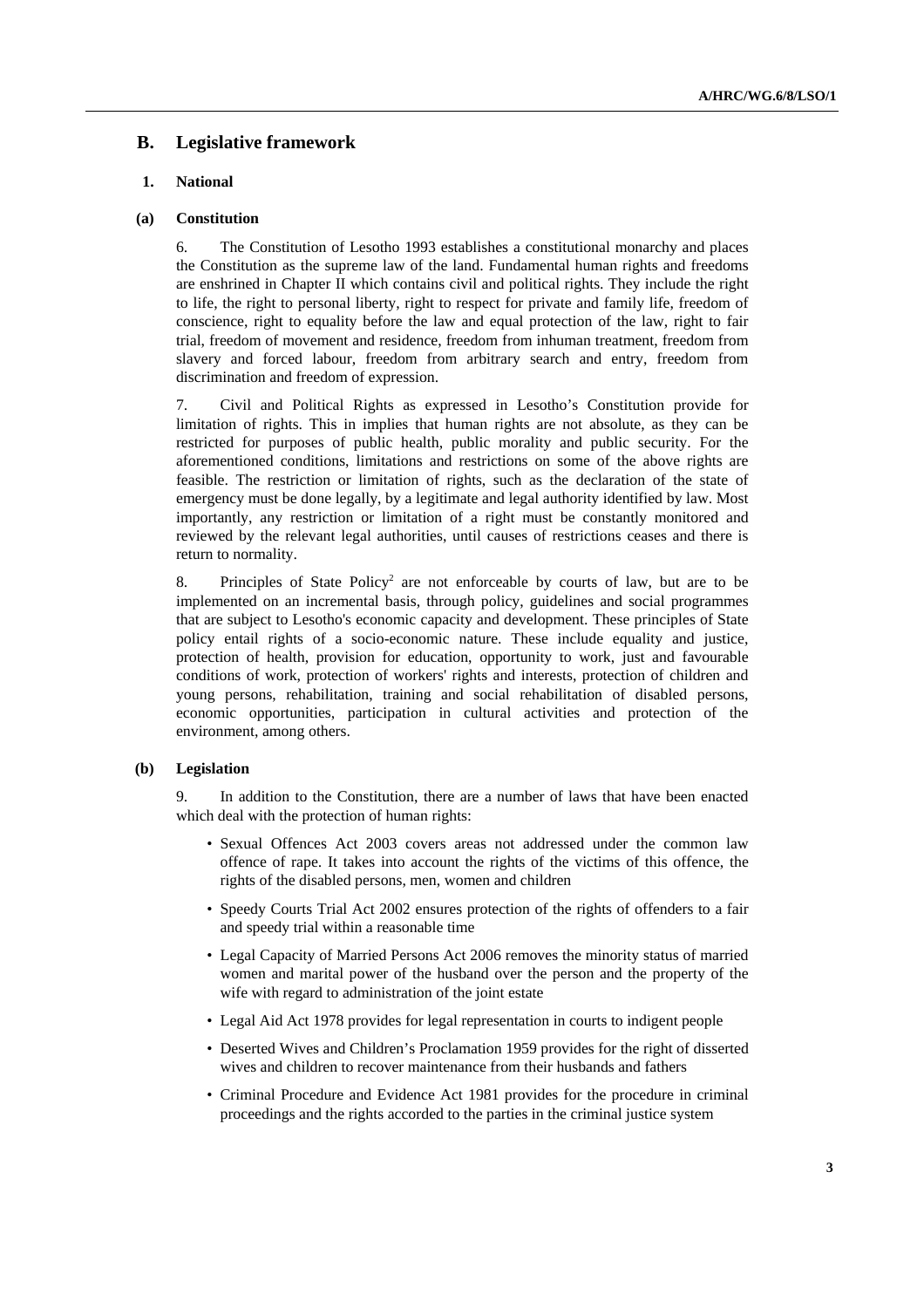## B. Legislative framework

### 1. National

#### (a) Constitution

6. The Constitution of Lesotho 1993 establishes a constitutional monarchy and places the Constitution as the supreme law of the land. Fundamental human rights and freedoms are enshrined in Chapter II which contains civil and political rights. They include the right to life, the right to personal liberty, right to respect for private and family life, freedom of conscience, right to equality before the law and equal protection of the law, right to fair trial, freedom of movement and residence, freedom from inhuman treatment, freedom from slavery and forced labour, freedom from arbitrary search and entry, freedom from discrimination and freedom of expression.

7. Civil and Political Rights as expressed in Lesotho's Constitution provide for limitation of rights. This in implies that human rights are not absolute, as they can be restricted for purposes of public health, public morality and public security. For the aforementioned conditions, limitations and restrictions on some of the above rights are feasible. The restriction or limitation of rights, such as the declaration of the state of emergency must be done legally, by a legitimate and legal authority identified by law. Most importantly, any restriction or limitation of a right must be constantly monitored and reviewed by the relevant legal authorities, until causes of restrictions ceases and there is return to normality.

8. Principles of State Policy[2] are not enforceable by courts of law, but are to be implemented on an incremental basis, through policy, guidelines and social programmes that are subject to Lesotho's economic capacity and development. These principles of State policy entail rights of a socio-economic nature. These include equality and justice, protection of health, provision for education, opportunity to work, just and favourable conditions of work, protection of workers' rights and interests, protection of children and young persons, rehabilitation, training and social rehabilitation of disabled persons, economic opportunities, participation in cultural activities and protection of the environment, among others.

#### (b) Legislation

9. In addition to the Constitution, there are a number of laws that have been enacted which deal with the protection of human rights:

- Sexual Offences Act 2003 covers areas not addressed under the common law offence of rape. It takes into account the rights of the victims of this offence, the rights of the disabled persons, men, women and children
- Speedy Courts Trial Act 2002 ensures protection of the rights of offenders to a fair and speedy trial within a reasonable time
- Legal Capacity of Married Persons Act 2006 removes the minority status of married women and marital power of the husband over the person and the property of the wife with regard to administration of the joint estate
- Legal Aid Act 1978 provides for legal representation in courts to indigent people
- Deserted Wives and Children's Proclamation 1959 provides for the right of disserted wives and children to recover maintenance from their husbands and fathers
- Criminal Procedure and Evidence Act 1981 provides for the procedure in criminal proceedings and the rights accorded to the parties in the criminal justice system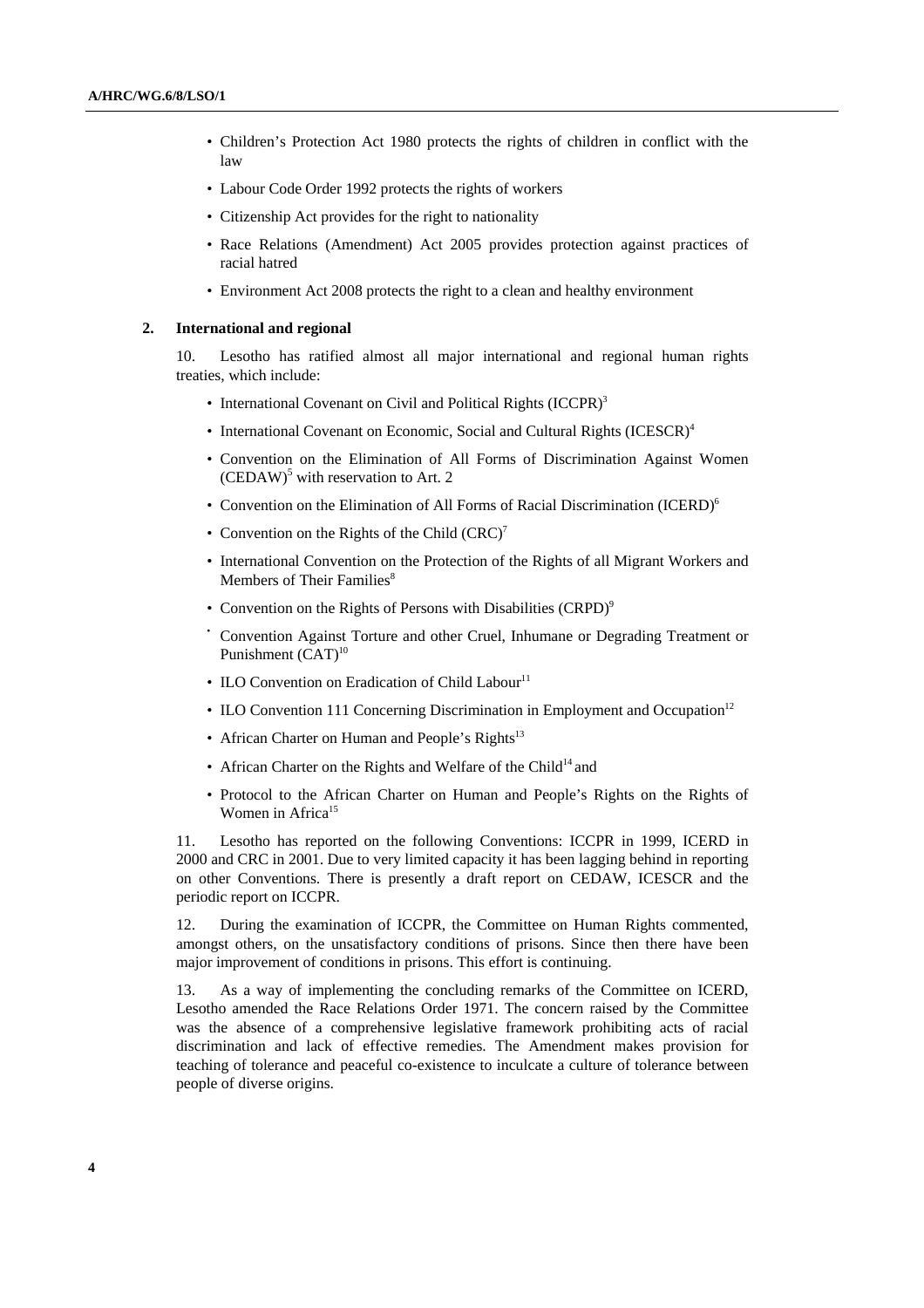- Children's Protection Act 1980 protects the rights of children in conflict with the law
- Labour Code Order 1992 protects the rights of workers
- Citizenship Act provides for the right to nationality
- Race Relations (Amendment) Act 2005 provides protection against practices of racial hatred
- Environment Act 2008 protects the right to a clean and healthy environment

### 2. International and regional

10. Lesotho has ratified almost all major international and regional human rights treaties, which include:

- International Covenant on Civil and Political Rights (ICCPR)[3]
- International Covenant on Economic, Social and Cultural Rights (ICESCR)[4]
- Convention on the Elimination of All Forms of Discrimination Against Women (CEDAW)[5] with reservation to Art. 2
- Convention on the Elimination of All Forms of Racial Discrimination (ICERD)[6]
- Convention on the Rights of the Child (CRC)[7]
- International Convention on the Protection of the Rights of all Migrant Workers and Members of Their Families[8]
- Convention on the Rights of Persons with Disabilities (CRPD)[9]
- Convention Against Torture and other Cruel, Inhumane or Degrading Treatment or Punishment (CAT)[10]
- ILO Convention on Eradication of Child Labour[11]
- ILO Convention 111 Concerning Discrimination in Employment and Occupation[12]
- African Charter on Human and People's Rights[13]
- African Charter on the Rights and Welfare of the Child[14] and
- Protocol to the African Charter on Human and People's Rights on the Rights of Women in Africa[15]

11. Lesotho has reported on the following Conventions: ICCPR in 1999, ICERD in 2000 and CRC in 2001. Due to very limited capacity it has been lagging behind in reporting on other Conventions. There is presently a draft report on CEDAW, ICESCR and the periodic report on ICCPR.

12. During the examination of ICCPR, the Committee on Human Rights commented, amongst others, on the unsatisfactory conditions of prisons. Since then there have been major improvement of conditions in prisons. This effort is continuing.

13. As a way of implementing the concluding remarks of the Committee on ICERD, Lesotho amended the Race Relations Order 1971. The concern raised by the Committee was the absence of a comprehensive legislative framework prohibiting acts of racial discrimination and lack of effective remedies. The Amendment makes provision for teaching of tolerance and peaceful co-existence to inculcate a culture of tolerance between people of diverse origins.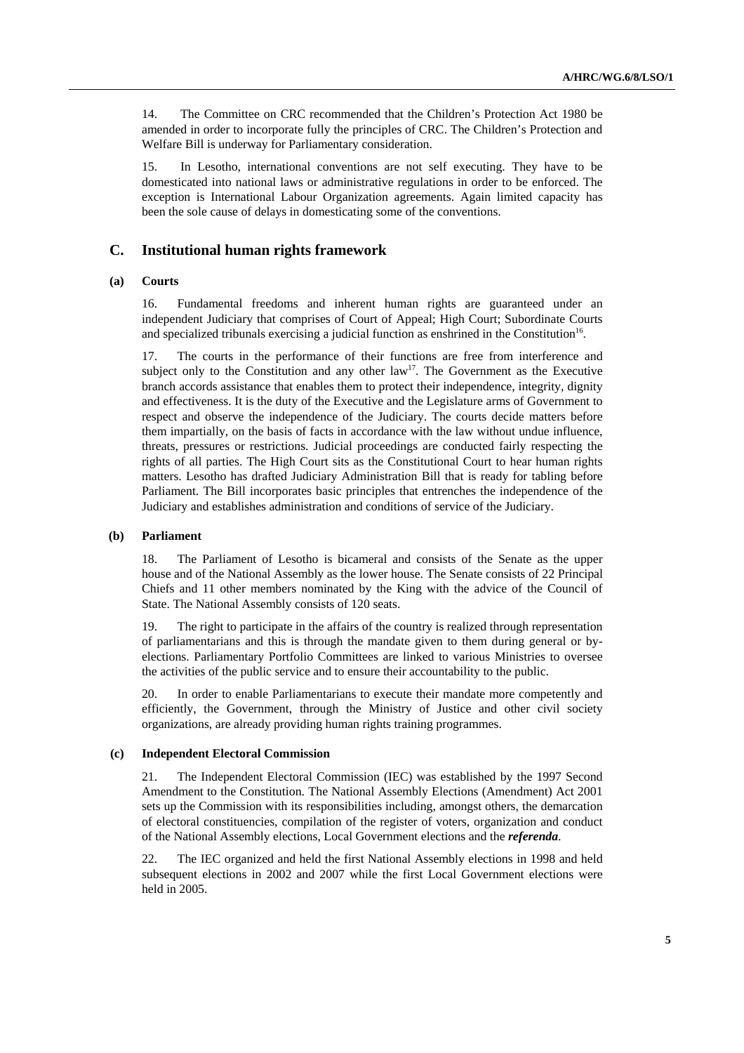14. The Committee on CRC recommended that the Children's Protection Act 1980 be amended in order to incorporate fully the principles of CRC. The Children's Protection and Welfare Bill is underway for Parliamentary consideration.

15. In Lesotho, international conventions are not self executing. They have to be domesticated into national laws or administrative regulations in order to be enforced. The exception is International Labour Organization agreements. Again limited capacity has been the sole cause of delays in domesticating some of the conventions.

## C. Institutional human rights framework

### (a) Courts

16. Fundamental freedoms and inherent human rights are guaranteed under an independent Judiciary that comprises of Court of Appeal; High Court; Subordinate Courts and specialized tribunals exercising a judicial function as enshrined in the Constitution[16].

17. The courts in the performance of their functions are free from interference and subject only to the Constitution and any other law[17]. The Government as the Executive branch accords assistance that enables them to protect their independence, integrity, dignity and effectiveness. It is the duty of the Executive and the Legislature arms of Government to respect and observe the independence of the Judiciary. The courts decide matters before them impartially, on the basis of facts in accordance with the law without undue influence, threats, pressures or restrictions. Judicial proceedings are conducted fairly respecting the rights of all parties. The High Court sits as the Constitutional Court to hear human rights matters. Lesotho has drafted Judiciary Administration Bill that is ready for tabling before Parliament. The Bill incorporates basic principles that entrenches the independence of the Judiciary and establishes administration and conditions of service of the Judiciary.

### (b) Parliament

18. The Parliament of Lesotho is bicameral and consists of the Senate as the upper house and of the National Assembly as the lower house. The Senate consists of 22 Principal Chiefs and 11 other members nominated by the King with the advice of the Council of State. The National Assembly consists of 120 seats.

19. The right to participate in the affairs of the country is realized through representation of parliamentarians and this is through the mandate given to them during general or by-elections. Parliamentary Portfolio Committees are linked to various Ministries to oversee the activities of the public service and to ensure their accountability to the public.

20. In order to enable Parliamentarians to execute their mandate more competently and efficiently, the Government, through the Ministry of Justice and other civil society organizations, are already providing human rights training programmes.

### (c) Independent Electoral Commission

21. The Independent Electoral Commission (IEC) was established by the 1997 Second Amendment to the Constitution. The National Assembly Elections (Amendment) Act 2001 sets up the Commission with its responsibilities including, amongst others, the demarcation of electoral constituencies, compilation of the register of voters, organization and conduct of the National Assembly elections, Local Government elections and the ***referenda***.

22. The IEC organized and held the first National Assembly elections in 1998 and held subsequent elections in 2002 and 2007 while the first Local Government elections were held in 2005.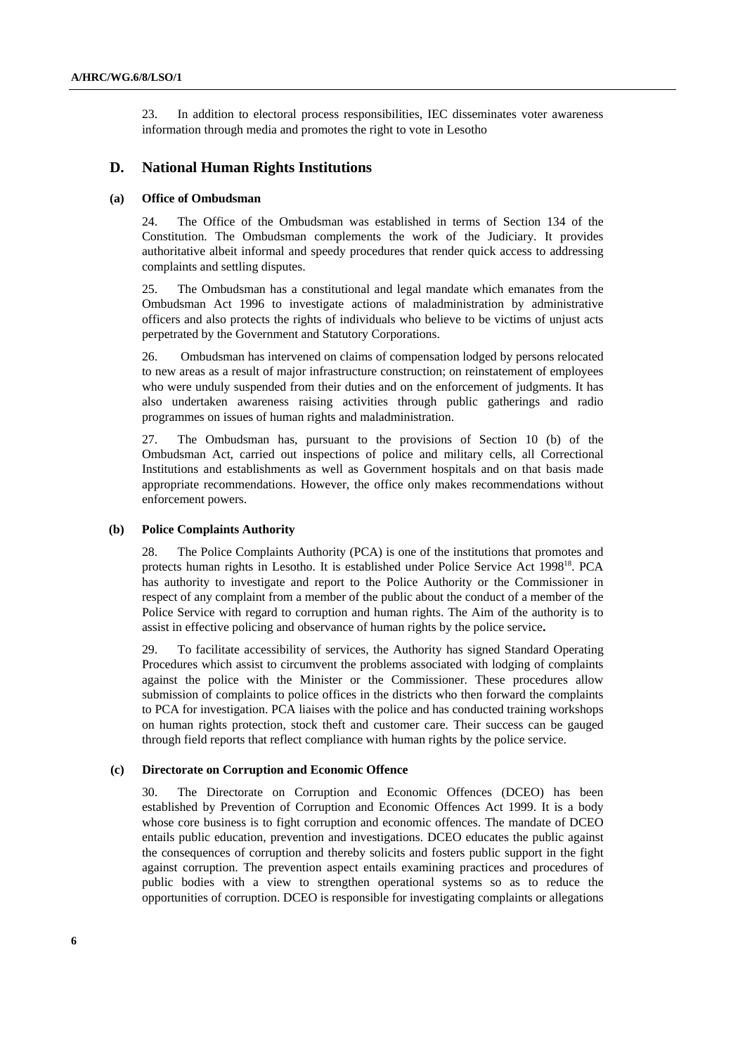23. In addition to electoral process responsibilities, IEC disseminates voter awareness information through media and promotes the right to vote in Lesotho

## D. National Human Rights Institutions

### (a) Office of Ombudsman

24. The Office of the Ombudsman was established in terms of Section 134 of the Constitution. The Ombudsman complements the work of the Judiciary. It provides authoritative albeit informal and speedy procedures that render quick access to addressing complaints and settling disputes.

25. The Ombudsman has a constitutional and legal mandate which emanates from the Ombudsman Act 1996 to investigate actions of maladministration by administrative officers and also protects the rights of individuals who believe to be victims of unjust acts perpetrated by the Government and Statutory Corporations.

26. Ombudsman has intervened on claims of compensation lodged by persons relocated to new areas as a result of major infrastructure construction; on reinstatement of employees who were unduly suspended from their duties and on the enforcement of judgments. It has also undertaken awareness raising activities through public gatherings and radio programmes on issues of human rights and maladministration.

27. The Ombudsman has, pursuant to the provisions of Section 10 (b) of the Ombudsman Act, carried out inspections of police and military cells, all Correctional Institutions and establishments as well as Government hospitals and on that basis made appropriate recommendations. However, the office only makes recommendations without enforcement powers.

### (b) Police Complaints Authority

28. The Police Complaints Authority (PCA) is one of the institutions that promotes and protects human rights in Lesotho. It is established under Police Service Act 1998[18]. PCA has authority to investigate and report to the Police Authority or the Commissioner in respect of any complaint from a member of the public about the conduct of a member of the Police Service with regard to corruption and human rights. The Aim of the authority is to assist in effective policing and observance of human rights by the police service**.**

29. To facilitate accessibility of services, the Authority has signed Standard Operating Procedures which assist to circumvent the problems associated with lodging of complaints against the police with the Minister or the Commissioner. These procedures allow submission of complaints to police offices in the districts who then forward the complaints to PCA for investigation. PCA liaises with the police and has conducted training workshops on human rights protection, stock theft and customer care. Their success can be gauged through field reports that reflect compliance with human rights by the police service.

### (c) Directorate on Corruption and Economic Offence

30. The Directorate on Corruption and Economic Offences (DCEO) has been established by Prevention of Corruption and Economic Offences Act 1999. It is a body whose core business is to fight corruption and economic offences. The mandate of DCEO entails public education, prevention and investigations. DCEO educates the public against the consequences of corruption and thereby solicits and fosters public support in the fight against corruption. The prevention aspect entails examining practices and procedures of public bodies with a view to strengthen operational systems so as to reduce the opportunities of corruption. DCEO is responsible for investigating complaints or allegations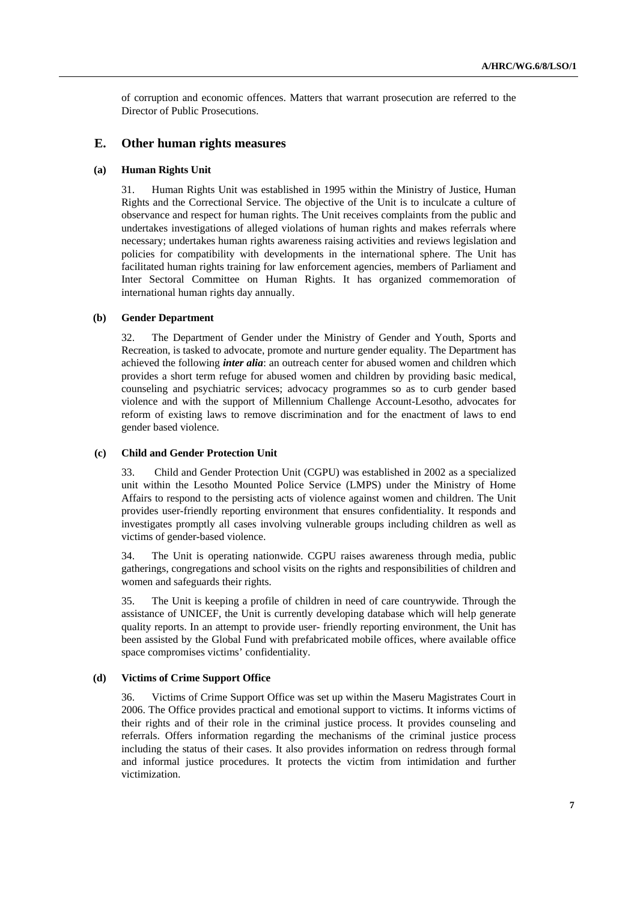of corruption and economic offences. Matters that warrant prosecution are referred to the Director of Public Prosecutions.

## E. Other human rights measures

### (a) Human Rights Unit

31. Human Rights Unit was established in 1995 within the Ministry of Justice, Human Rights and the Correctional Service. The objective of the Unit is to inculcate a culture of observance and respect for human rights. The Unit receives complaints from the public and undertakes investigations of alleged violations of human rights and makes referrals where necessary; undertakes human rights awareness raising activities and reviews legislation and policies for compatibility with developments in the international sphere. The Unit has facilitated human rights training for law enforcement agencies, members of Parliament and Inter Sectoral Committee on Human Rights. It has organized commemoration of international human rights day annually.

### (b) Gender Department

32. The Department of Gender under the Ministry of Gender and Youth, Sports and Recreation, is tasked to advocate, promote and nurture gender equality. The Department has achieved the following ***inter alia***: an outreach center for abused women and children which provides a short term refuge for abused women and children by providing basic medical, counseling and psychiatric services; advocacy programmes so as to curb gender based violence and with the support of Millennium Challenge Account-Lesotho, advocates for reform of existing laws to remove discrimination and for the enactment of laws to end gender based violence.

### (c) Child and Gender Protection Unit

33. Child and Gender Protection Unit (CGPU) was established in 2002 as a specialized unit within the Lesotho Mounted Police Service (LMPS) under the Ministry of Home Affairs to respond to the persisting acts of violence against women and children. The Unit provides user-friendly reporting environment that ensures confidentiality. It responds and investigates promptly all cases involving vulnerable groups including children as well as victims of gender-based violence.

34. The Unit is operating nationwide. CGPU raises awareness through media, public gatherings, congregations and school visits on the rights and responsibilities of children and women and safeguards their rights.

35. The Unit is keeping a profile of children in need of care countrywide. Through the assistance of UNICEF, the Unit is currently developing database which will help generate quality reports. In an attempt to provide user- friendly reporting environment, the Unit has been assisted by the Global Fund with prefabricated mobile offices, where available office space compromises victims' confidentiality.

### (d) Victims of Crime Support Office

36. Victims of Crime Support Office was set up within the Maseru Magistrates Court in 2006. The Office provides practical and emotional support to victims. It informs victims of their rights and of their role in the criminal justice process. It provides counseling and referrals. Offers information regarding the mechanisms of the criminal justice process including the status of their cases. It also provides information on redress through formal and informal justice procedures. It protects the victim from intimidation and further victimization.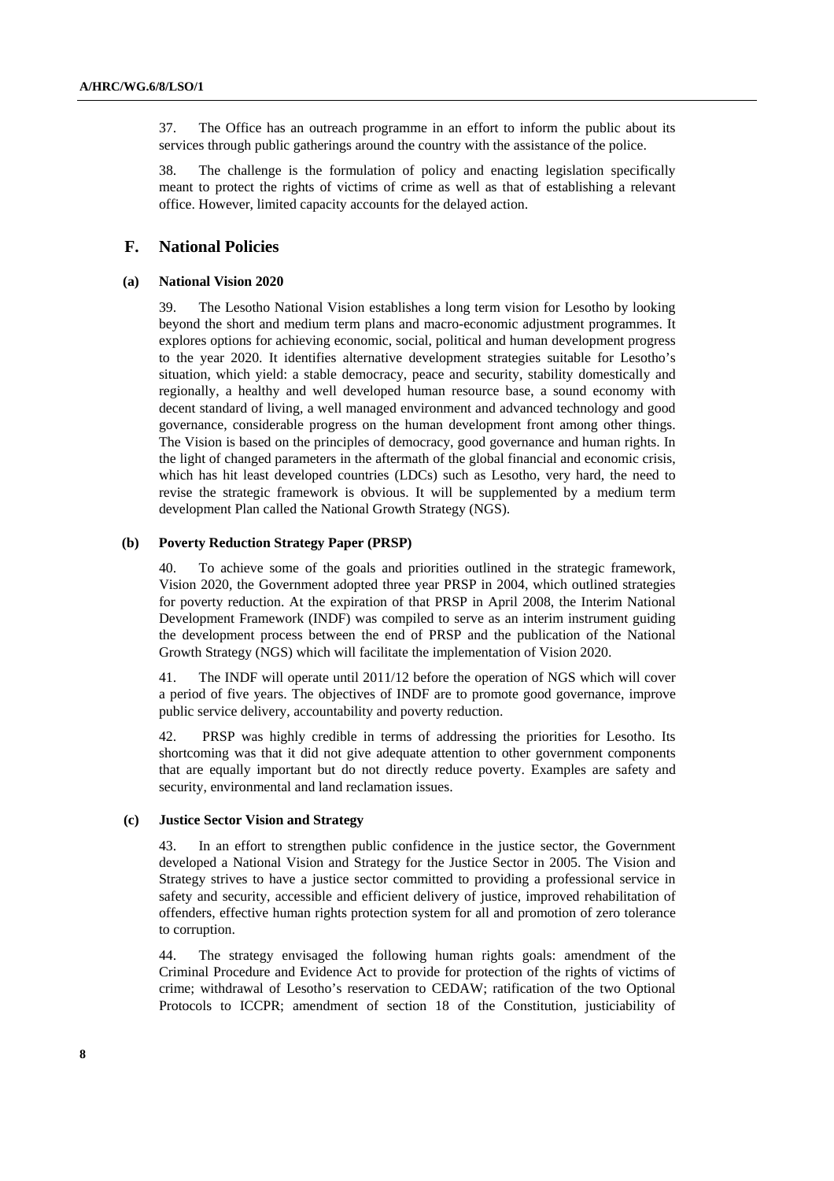37. The Office has an outreach programme in an effort to inform the public about its services through public gatherings around the country with the assistance of the police.

38. The challenge is the formulation of policy and enacting legislation specifically meant to protect the rights of victims of crime as well as that of establishing a relevant office. However, limited capacity accounts for the delayed action.

## F. National Policies

### (a) National Vision 2020

39. The Lesotho National Vision establishes a long term vision for Lesotho by looking beyond the short and medium term plans and macro-economic adjustment programmes. It explores options for achieving economic, social, political and human development progress to the year 2020. It identifies alternative development strategies suitable for Lesotho's situation, which yield: a stable democracy, peace and security, stability domestically and regionally, a healthy and well developed human resource base, a sound economy with decent standard of living, a well managed environment and advanced technology and good governance, considerable progress on the human development front among other things. The Vision is based on the principles of democracy, good governance and human rights. In the light of changed parameters in the aftermath of the global financial and economic crisis, which has hit least developed countries (LDCs) such as Lesotho, very hard, the need to revise the strategic framework is obvious. It will be supplemented by a medium term development Plan called the National Growth Strategy (NGS).

### (b) Poverty Reduction Strategy Paper (PRSP)

40. To achieve some of the goals and priorities outlined in the strategic framework, Vision 2020, the Government adopted three year PRSP in 2004, which outlined strategies for poverty reduction. At the expiration of that PRSP in April 2008, the Interim National Development Framework (INDF) was compiled to serve as an interim instrument guiding the development process between the end of PRSP and the publication of the National Growth Strategy (NGS) which will facilitate the implementation of Vision 2020.

41. The INDF will operate until 2011/12 before the operation of NGS which will cover a period of five years. The objectives of INDF are to promote good governance, improve public service delivery, accountability and poverty reduction.

42. PRSP was highly credible in terms of addressing the priorities for Lesotho. Its shortcoming was that it did not give adequate attention to other government components that are equally important but do not directly reduce poverty. Examples are safety and security, environmental and land reclamation issues.

### (c) Justice Sector Vision and Strategy

43. In an effort to strengthen public confidence in the justice sector, the Government developed a National Vision and Strategy for the Justice Sector in 2005. The Vision and Strategy strives to have a justice sector committed to providing a professional service in safety and security, accessible and efficient delivery of justice, improved rehabilitation of offenders, effective human rights protection system for all and promotion of zero tolerance to corruption.

44. The strategy envisaged the following human rights goals: amendment of the Criminal Procedure and Evidence Act to provide for protection of the rights of victims of crime; withdrawal of Lesotho's reservation to CEDAW; ratification of the two Optional Protocols to ICCPR; amendment of section 18 of the Constitution, justiciability of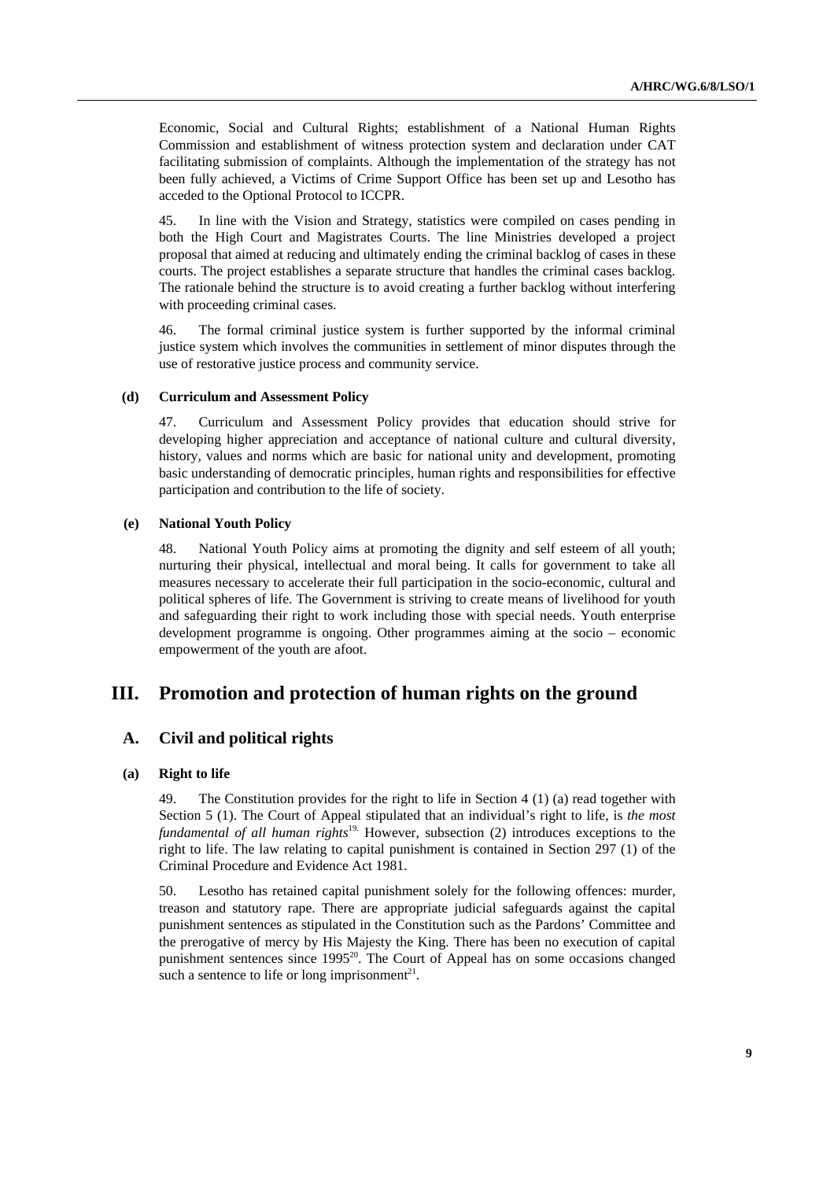Economic, Social and Cultural Rights; establishment of a National Human Rights Commission and establishment of witness protection system and declaration under CAT facilitating submission of complaints. Although the implementation of the strategy has not been fully achieved, a Victims of Crime Support Office has been set up and Lesotho has acceded to the Optional Protocol to ICCPR.

45. In line with the Vision and Strategy, statistics were compiled on cases pending in both the High Court and Magistrates Courts. The line Ministries developed a project proposal that aimed at reducing and ultimately ending the criminal backlog of cases in these courts. The project establishes a separate structure that handles the criminal cases backlog. The rationale behind the structure is to avoid creating a further backlog without interfering with proceeding criminal cases.

46. The formal criminal justice system is further supported by the informal criminal justice system which involves the communities in settlement of minor disputes through the use of restorative justice process and community service.

#### (d) Curriculum and Assessment Policy

47. Curriculum and Assessment Policy provides that education should strive for developing higher appreciation and acceptance of national culture and cultural diversity, history, values and norms which are basic for national unity and development, promoting basic understanding of democratic principles, human rights and responsibilities for effective participation and contribution to the life of society.

#### (e) National Youth Policy

48. National Youth Policy aims at promoting the dignity and self esteem of all youth; nurturing their physical, intellectual and moral being. It calls for government to take all measures necessary to accelerate their full participation in the socio-economic, cultural and political spheres of life. The Government is striving to create means of livelihood for youth and safeguarding their right to work including those with special needs. Youth enterprise development programme is ongoing. Other programmes aiming at the socio – economic empowerment of the youth are afoot.

## III. Promotion and protection of human rights on the ground

### A. Civil and political rights

#### (a) Right to life

49. The Constitution provides for the right to life in Section 4 (1) (a) read together with Section 5 (1). The Court of Appeal stipulated that an individual's right to life, is *the most fundamental of all human rights*[19]. However, subsection (2) introduces exceptions to the right to life. The law relating to capital punishment is contained in Section 297 (1) of the Criminal Procedure and Evidence Act 1981.

50. Lesotho has retained capital punishment solely for the following offences: murder, treason and statutory rape. There are appropriate judicial safeguards against the capital punishment sentences as stipulated in the Constitution such as the Pardons' Committee and the prerogative of mercy by His Majesty the King. There has been no execution of capital punishment sentences since 1995[20]. The Court of Appeal has on some occasions changed such a sentence to life or long imprisonment[21].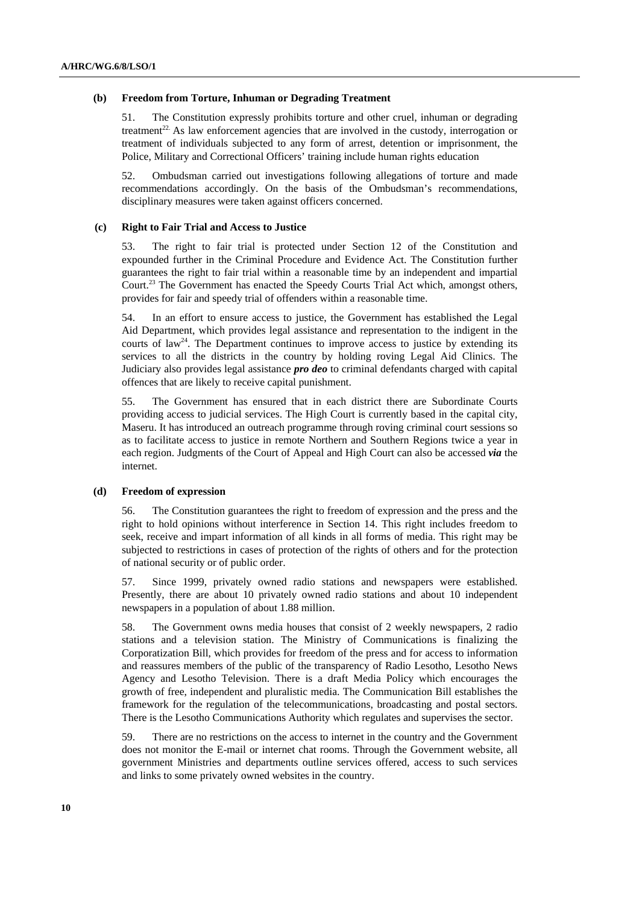### (b) Freedom from Torture, Inhuman or Degrading Treatment

51. The Constitution expressly prohibits torture and other cruel, inhuman or degrading treatment[22]. As law enforcement agencies that are involved in the custody, interrogation or treatment of individuals subjected to any form of arrest, detention or imprisonment, the Police, Military and Correctional Officers' training include human rights education

52. Ombudsman carried out investigations following allegations of torture and made recommendations accordingly. On the basis of the Ombudsman's recommendations, disciplinary measures were taken against officers concerned.

### (c) Right to Fair Trial and Access to Justice

53. The right to fair trial is protected under Section 12 of the Constitution and expounded further in the Criminal Procedure and Evidence Act. The Constitution further guarantees the right to fair trial within a reasonable time by an independent and impartial Court.[23] The Government has enacted the Speedy Courts Trial Act which, amongst others, provides for fair and speedy trial of offenders within a reasonable time.

54. In an effort to ensure access to justice, the Government has established the Legal Aid Department, which provides legal assistance and representation to the indigent in the courts of law[24]. The Department continues to improve access to justice by extending its services to all the districts in the country by holding roving Legal Aid Clinics. The Judiciary also provides legal assistance ***pro deo*** to criminal defendants charged with capital offences that are likely to receive capital punishment.

55. The Government has ensured that in each district there are Subordinate Courts providing access to judicial services. The High Court is currently based in the capital city, Maseru. It has introduced an outreach programme through roving criminal court sessions so as to facilitate access to justice in remote Northern and Southern Regions twice a year in each region. Judgments of the Court of Appeal and High Court can also be accessed ***via*** the internet.

### (d) Freedom of expression

56. The Constitution guarantees the right to freedom of expression and the press and the right to hold opinions without interference in Section 14. This right includes freedom to seek, receive and impart information of all kinds in all forms of media. This right may be subjected to restrictions in cases of protection of the rights of others and for the protection of national security or of public order.

57. Since 1999, privately owned radio stations and newspapers were established. Presently, there are about 10 privately owned radio stations and about 10 independent newspapers in a population of about 1.88 million.

58. The Government owns media houses that consist of 2 weekly newspapers, 2 radio stations and a television station. The Ministry of Communications is finalizing the Corporatization Bill, which provides for freedom of the press and for access to information and reassures members of the public of the transparency of Radio Lesotho, Lesotho News Agency and Lesotho Television. There is a draft Media Policy which encourages the growth of free, independent and pluralistic media. The Communication Bill establishes the framework for the regulation of the telecommunications, broadcasting and postal sectors. There is the Lesotho Communications Authority which regulates and supervises the sector.

59. There are no restrictions on the access to internet in the country and the Government does not monitor the E-mail or internet chat rooms. Through the Government website, all government Ministries and departments outline services offered, access to such services and links to some privately owned websites in the country.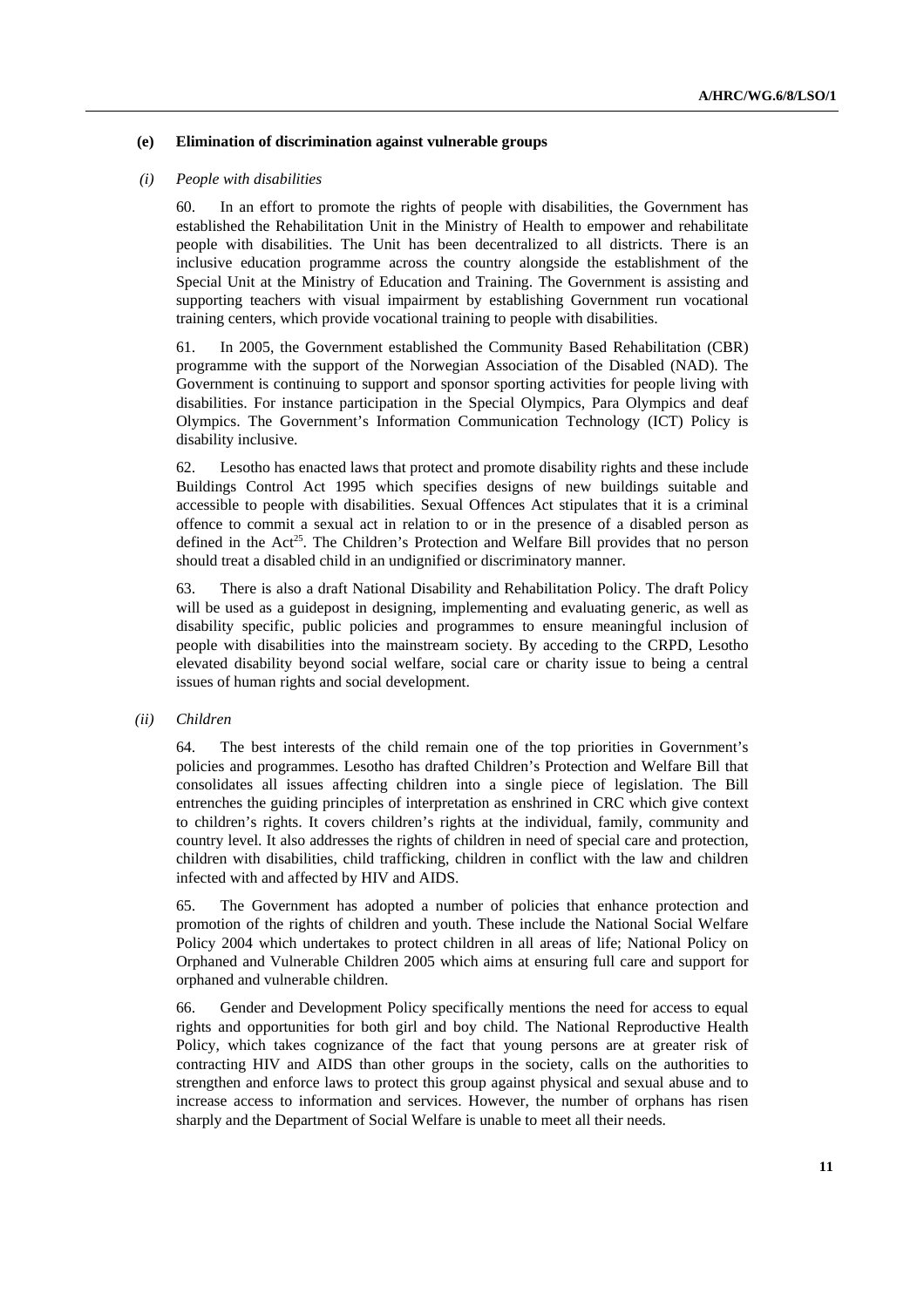### (e) Elimination of discrimination against vulnerable groups

#### *(i) People with disabilities*

60. In an effort to promote the rights of people with disabilities, the Government has established the Rehabilitation Unit in the Ministry of Health to empower and rehabilitate people with disabilities. The Unit has been decentralized to all districts. There is an inclusive education programme across the country alongside the establishment of the Special Unit at the Ministry of Education and Training. The Government is assisting and supporting teachers with visual impairment by establishing Government run vocational training centers, which provide vocational training to people with disabilities.

61. In 2005, the Government established the Community Based Rehabilitation (CBR) programme with the support of the Norwegian Association of the Disabled (NAD). The Government is continuing to support and sponsor sporting activities for people living with disabilities. For instance participation in the Special Olympics, Para Olympics and deaf Olympics. The Government's Information Communication Technology (ICT) Policy is disability inclusive.

62. Lesotho has enacted laws that protect and promote disability rights and these include Buildings Control Act 1995 which specifies designs of new buildings suitable and accessible to people with disabilities. Sexual Offences Act stipulates that it is a criminal offence to commit a sexual act in relation to or in the presence of a disabled person as defined in the Act[25]. The Children's Protection and Welfare Bill provides that no person should treat a disabled child in an undignified or discriminatory manner.

63. There is also a draft National Disability and Rehabilitation Policy. The draft Policy will be used as a guidepost in designing, implementing and evaluating generic, as well as disability specific, public policies and programmes to ensure meaningful inclusion of people with disabilities into the mainstream society. By acceding to the CRPD, Lesotho elevated disability beyond social welfare, social care or charity issue to being a central issues of human rights and social development.

#### *(ii) Children*

64. The best interests of the child remain one of the top priorities in Government's policies and programmes. Lesotho has drafted Children's Protection and Welfare Bill that consolidates all issues affecting children into a single piece of legislation. The Bill entrenches the guiding principles of interpretation as enshrined in CRC which give context to children's rights. It covers children's rights at the individual, family, community and country level. It also addresses the rights of children in need of special care and protection, children with disabilities, child trafficking, children in conflict with the law and children infected with and affected by HIV and AIDS.

65. The Government has adopted a number of policies that enhance protection and promotion of the rights of children and youth. These include the National Social Welfare Policy 2004 which undertakes to protect children in all areas of life; National Policy on Orphaned and Vulnerable Children 2005 which aims at ensuring full care and support for orphaned and vulnerable children.

66. Gender and Development Policy specifically mentions the need for access to equal rights and opportunities for both girl and boy child. The National Reproductive Health Policy, which takes cognizance of the fact that young persons are at greater risk of contracting HIV and AIDS than other groups in the society, calls on the authorities to strengthen and enforce laws to protect this group against physical and sexual abuse and to increase access to information and services. However, the number of orphans has risen sharply and the Department of Social Welfare is unable to meet all their needs.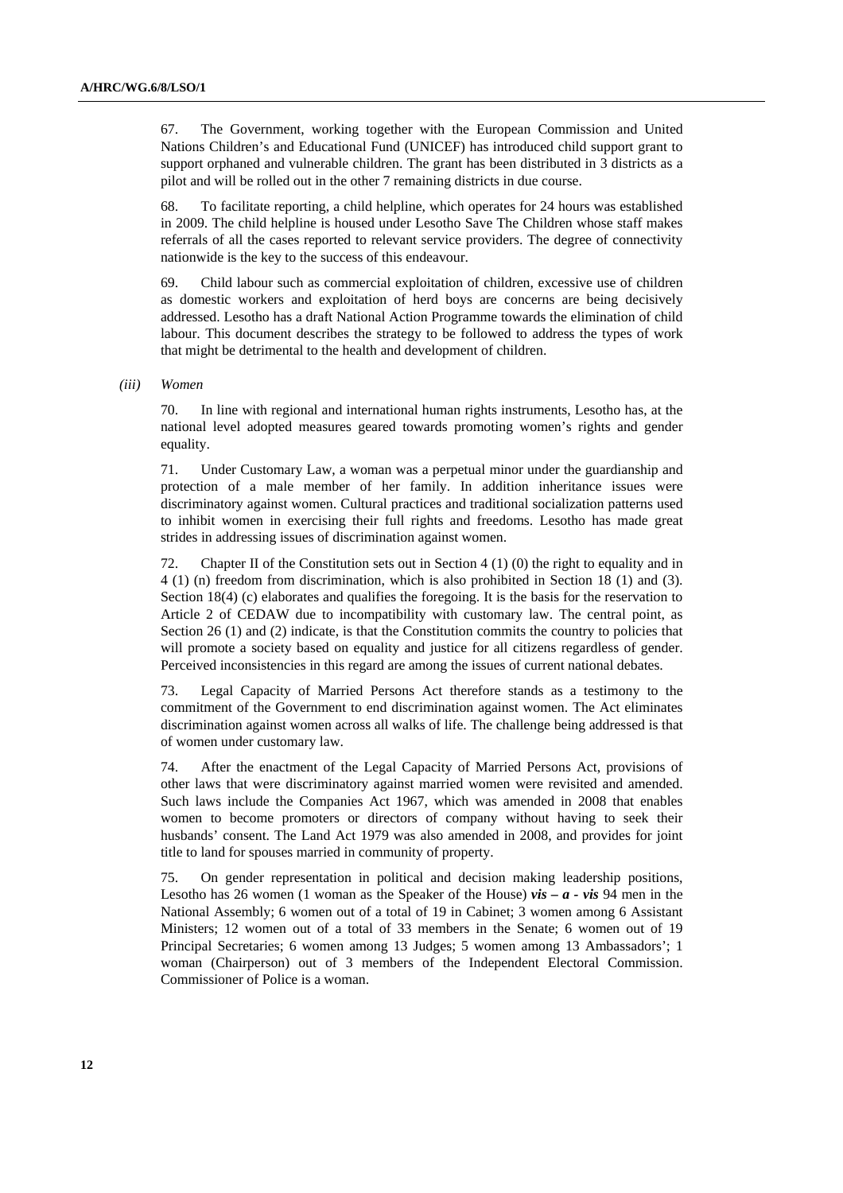67. The Government, working together with the European Commission and United Nations Children's and Educational Fund (UNICEF) has introduced child support grant to support orphaned and vulnerable children. The grant has been distributed in 3 districts as a pilot and will be rolled out in the other 7 remaining districts in due course.

68. To facilitate reporting, a child helpline, which operates for 24 hours was established in 2009. The child helpline is housed under Lesotho Save The Children whose staff makes referrals of all the cases reported to relevant service providers. The degree of connectivity nationwide is the key to the success of this endeavour.

69. Child labour such as commercial exploitation of children, excessive use of children as domestic workers and exploitation of herd boys are concerns are being decisively addressed. Lesotho has a draft National Action Programme towards the elimination of child labour. This document describes the strategy to be followed to address the types of work that might be detrimental to the health and development of children.

*(iii) Women*

70. In line with regional and international human rights instruments, Lesotho has, at the national level adopted measures geared towards promoting women's rights and gender equality.

71. Under Customary Law, a woman was a perpetual minor under the guardianship and protection of a male member of her family. In addition inheritance issues were discriminatory against women. Cultural practices and traditional socialization patterns used to inhibit women in exercising their full rights and freedoms. Lesotho has made great strides in addressing issues of discrimination against women.

72. Chapter II of the Constitution sets out in Section 4 (1) (0) the right to equality and in 4 (1) (n) freedom from discrimination, which is also prohibited in Section 18 (1) and (3). Section 18(4) (c) elaborates and qualifies the foregoing. It is the basis for the reservation to Article 2 of CEDAW due to incompatibility with customary law. The central point, as Section 26 (1) and (2) indicate, is that the Constitution commits the country to policies that will promote a society based on equality and justice for all citizens regardless of gender. Perceived inconsistencies in this regard are among the issues of current national debates.

73. Legal Capacity of Married Persons Act therefore stands as a testimony to the commitment of the Government to end discrimination against women. The Act eliminates discrimination against women across all walks of life. The challenge being addressed is that of women under customary law.

74. After the enactment of the Legal Capacity of Married Persons Act, provisions of other laws that were discriminatory against married women were revisited and amended. Such laws include the Companies Act 1967, which was amended in 2008 that enables women to become promoters or directors of company without having to seek their husbands' consent. The Land Act 1979 was also amended in 2008, and provides for joint title to land for spouses married in community of property.

75. On gender representation in political and decision making leadership positions, Lesotho has 26 women (1 woman as the Speaker of the House) ***vis – a - vis*** 94 men in the National Assembly; 6 women out of a total of 19 in Cabinet; 3 women among 6 Assistant Ministers; 12 women out of a total of 33 members in the Senate; 6 women out of 19 Principal Secretaries; 6 women among 13 Judges; 5 women among 13 Ambassadors'; 1 woman (Chairperson) out of 3 members of the Independent Electoral Commission. Commissioner of Police is a woman.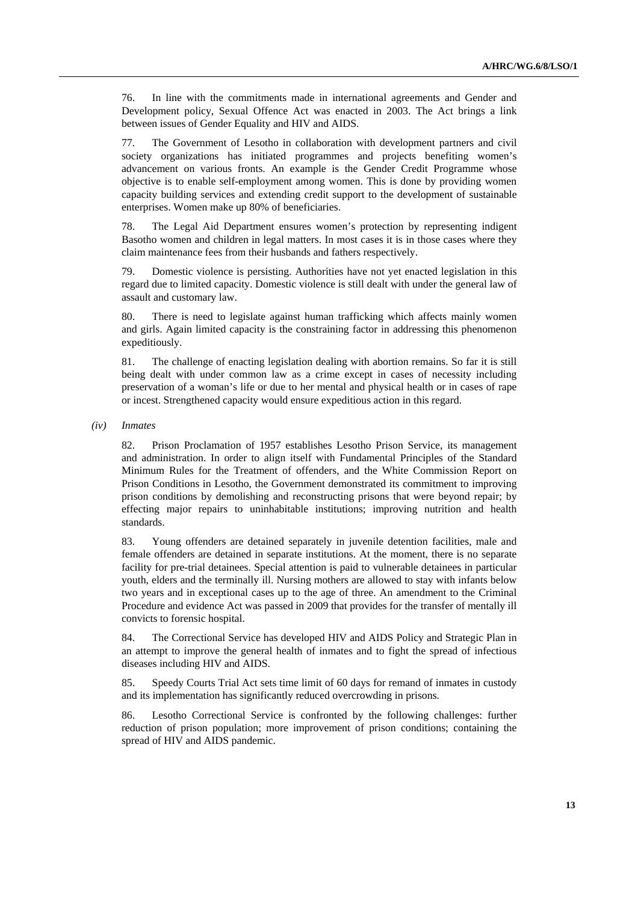76. In line with the commitments made in international agreements and Gender and Development policy, Sexual Offence Act was enacted in 2003. The Act brings a link between issues of Gender Equality and HIV and AIDS.

77. The Government of Lesotho in collaboration with development partners and civil society organizations has initiated programmes and projects benefiting women's advancement on various fronts. An example is the Gender Credit Programme whose objective is to enable self-employment among women. This is done by providing women capacity building services and extending credit support to the development of sustainable enterprises. Women make up 80% of beneficiaries.

78. The Legal Aid Department ensures women's protection by representing indigent Basotho women and children in legal matters. In most cases it is in those cases where they claim maintenance fees from their husbands and fathers respectively.

79. Domestic violence is persisting. Authorities have not yet enacted legislation in this regard due to limited capacity. Domestic violence is still dealt with under the general law of assault and customary law.

80. There is need to legislate against human trafficking which affects mainly women and girls. Again limited capacity is the constraining factor in addressing this phenomenon expeditiously.

81. The challenge of enacting legislation dealing with abortion remains. So far it is still being dealt with under common law as a crime except in cases of necessity including preservation of a woman's life or due to her mental and physical health or in cases of rape or incest. Strengthened capacity would ensure expeditious action in this regard.

*(iv) Inmates*

82. Prison Proclamation of 1957 establishes Lesotho Prison Service, its management and administration. In order to align itself with Fundamental Principles of the Standard Minimum Rules for the Treatment of offenders, and the White Commission Report on Prison Conditions in Lesotho, the Government demonstrated its commitment to improving prison conditions by demolishing and reconstructing prisons that were beyond repair; by effecting major repairs to uninhabitable institutions; improving nutrition and health standards.

83. Young offenders are detained separately in juvenile detention facilities, male and female offenders are detained in separate institutions. At the moment, there is no separate facility for pre-trial detainees. Special attention is paid to vulnerable detainees in particular youth, elders and the terminally ill. Nursing mothers are allowed to stay with infants below two years and in exceptional cases up to the age of three. An amendment to the Criminal Procedure and evidence Act was passed in 2009 that provides for the transfer of mentally ill convicts to forensic hospital.

84. The Correctional Service has developed HIV and AIDS Policy and Strategic Plan in an attempt to improve the general health of inmates and to fight the spread of infectious diseases including HIV and AIDS.

85. Speedy Courts Trial Act sets time limit of 60 days for remand of inmates in custody and its implementation has significantly reduced overcrowding in prisons.

86. Lesotho Correctional Service is confronted by the following challenges: further reduction of prison population; more improvement of prison conditions; containing the spread of HIV and AIDS pandemic.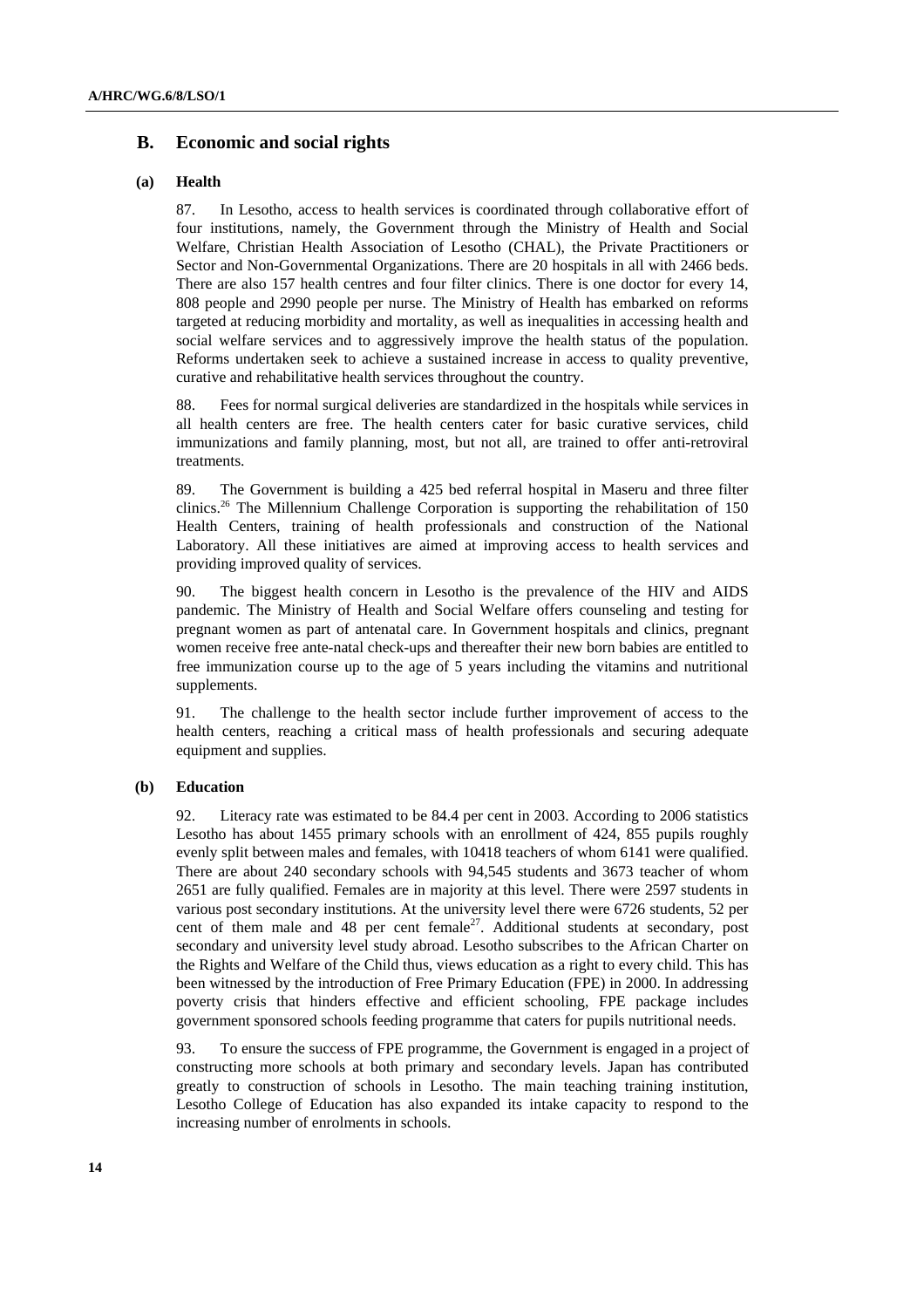## B. Economic and social rights

### (a) Health

87. In Lesotho, access to health services is coordinated through collaborative effort of four institutions, namely, the Government through the Ministry of Health and Social Welfare, Christian Health Association of Lesotho (CHAL), the Private Practitioners or Sector and Non-Governmental Organizations. There are 20 hospitals in all with 2466 beds. There are also 157 health centres and four filter clinics. There is one doctor for every 14, 808 people and 2990 people per nurse. The Ministry of Health has embarked on reforms targeted at reducing morbidity and mortality, as well as inequalities in accessing health and social welfare services and to aggressively improve the health status of the population. Reforms undertaken seek to achieve a sustained increase in access to quality preventive, curative and rehabilitative health services throughout the country.

88. Fees for normal surgical deliveries are standardized in the hospitals while services in all health centers are free. The health centers cater for basic curative services, child immunizations and family planning, most, but not all, are trained to offer anti-retroviral treatments.

89. The Government is building a 425 bed referral hospital in Maseru and three filter clinics.[26] The Millennium Challenge Corporation is supporting the rehabilitation of 150 Health Centers, training of health professionals and construction of the National Laboratory. All these initiatives are aimed at improving access to health services and providing improved quality of services.

90. The biggest health concern in Lesotho is the prevalence of the HIV and AIDS pandemic. The Ministry of Health and Social Welfare offers counseling and testing for pregnant women as part of antenatal care. In Government hospitals and clinics, pregnant women receive free ante-natal check-ups and thereafter their new born babies are entitled to free immunization course up to the age of 5 years including the vitamins and nutritional supplements.

91. The challenge to the health sector include further improvement of access to the health centers, reaching a critical mass of health professionals and securing adequate equipment and supplies.

### (b) Education

92. Literacy rate was estimated to be 84.4 per cent in 2003. According to 2006 statistics Lesotho has about 1455 primary schools with an enrollment of 424, 855 pupils roughly evenly split between males and females, with 10418 teachers of whom 6141 were qualified. There are about 240 secondary schools with 94,545 students and 3673 teacher of whom 2651 are fully qualified. Females are in majority at this level. There were 2597 students in various post secondary institutions. At the university level there were 6726 students, 52 per cent of them male and 48 per cent female[27]. Additional students at secondary, post secondary and university level study abroad. Lesotho subscribes to the African Charter on the Rights and Welfare of the Child thus, views education as a right to every child. This has been witnessed by the introduction of Free Primary Education (FPE) in 2000. In addressing poverty crisis that hinders effective and efficient schooling, FPE package includes government sponsored schools feeding programme that caters for pupils nutritional needs.

93. To ensure the success of FPE programme, the Government is engaged in a project of constructing more schools at both primary and secondary levels. Japan has contributed greatly to construction of schools in Lesotho. The main teaching training institution, Lesotho College of Education has also expanded its intake capacity to respond to the increasing number of enrolments in schools.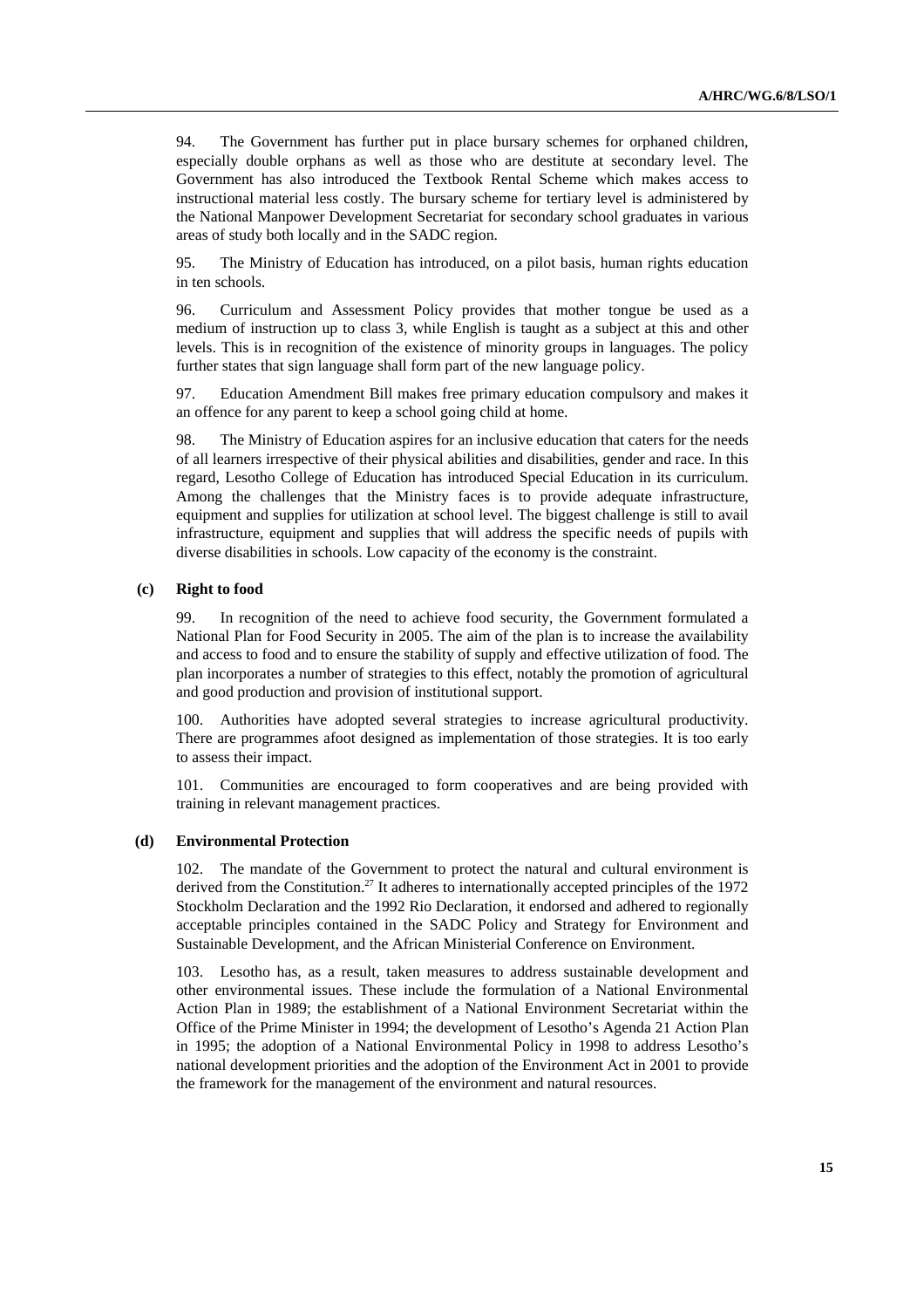94. The Government has further put in place bursary schemes for orphaned children, especially double orphans as well as those who are destitute at secondary level. The Government has also introduced the Textbook Rental Scheme which makes access to instructional material less costly. The bursary scheme for tertiary level is administered by the National Manpower Development Secretariat for secondary school graduates in various areas of study both locally and in the SADC region.

95. The Ministry of Education has introduced, on a pilot basis, human rights education in ten schools.

96. Curriculum and Assessment Policy provides that mother tongue be used as a medium of instruction up to class 3, while English is taught as a subject at this and other levels. This is in recognition of the existence of minority groups in languages. The policy further states that sign language shall form part of the new language policy.

97. Education Amendment Bill makes free primary education compulsory and makes it an offence for any parent to keep a school going child at home.

98. The Ministry of Education aspires for an inclusive education that caters for the needs of all learners irrespective of their physical abilities and disabilities, gender and race. In this regard, Lesotho College of Education has introduced Special Education in its curriculum. Among the challenges that the Ministry faces is to provide adequate infrastructure, equipment and supplies for utilization at school level. The biggest challenge is still to avail infrastructure, equipment and supplies that will address the specific needs of pupils with diverse disabilities in schools. Low capacity of the economy is the constraint.

### (c) Right to food

99. In recognition of the need to achieve food security, the Government formulated a National Plan for Food Security in 2005. The aim of the plan is to increase the availability and access to food and to ensure the stability of supply and effective utilization of food. The plan incorporates a number of strategies to this effect, notably the promotion of agricultural and good production and provision of institutional support.

100. Authorities have adopted several strategies to increase agricultural productivity. There are programmes afoot designed as implementation of those strategies. It is too early to assess their impact.

101. Communities are encouraged to form cooperatives and are being provided with training in relevant management practices.

### (d) Environmental Protection

102. The mandate of the Government to protect the natural and cultural environment is derived from the Constitution.[27] It adheres to internationally accepted principles of the 1972 Stockholm Declaration and the 1992 Rio Declaration, it endorsed and adhered to regionally acceptable principles contained in the SADC Policy and Strategy for Environment and Sustainable Development, and the African Ministerial Conference on Environment.

103. Lesotho has, as a result, taken measures to address sustainable development and other environmental issues. These include the formulation of a National Environmental Action Plan in 1989; the establishment of a National Environment Secretariat within the Office of the Prime Minister in 1994; the development of Lesotho's Agenda 21 Action Plan in 1995; the adoption of a National Environmental Policy in 1998 to address Lesotho's national development priorities and the adoption of the Environment Act in 2001 to provide the framework for the management of the environment and natural resources.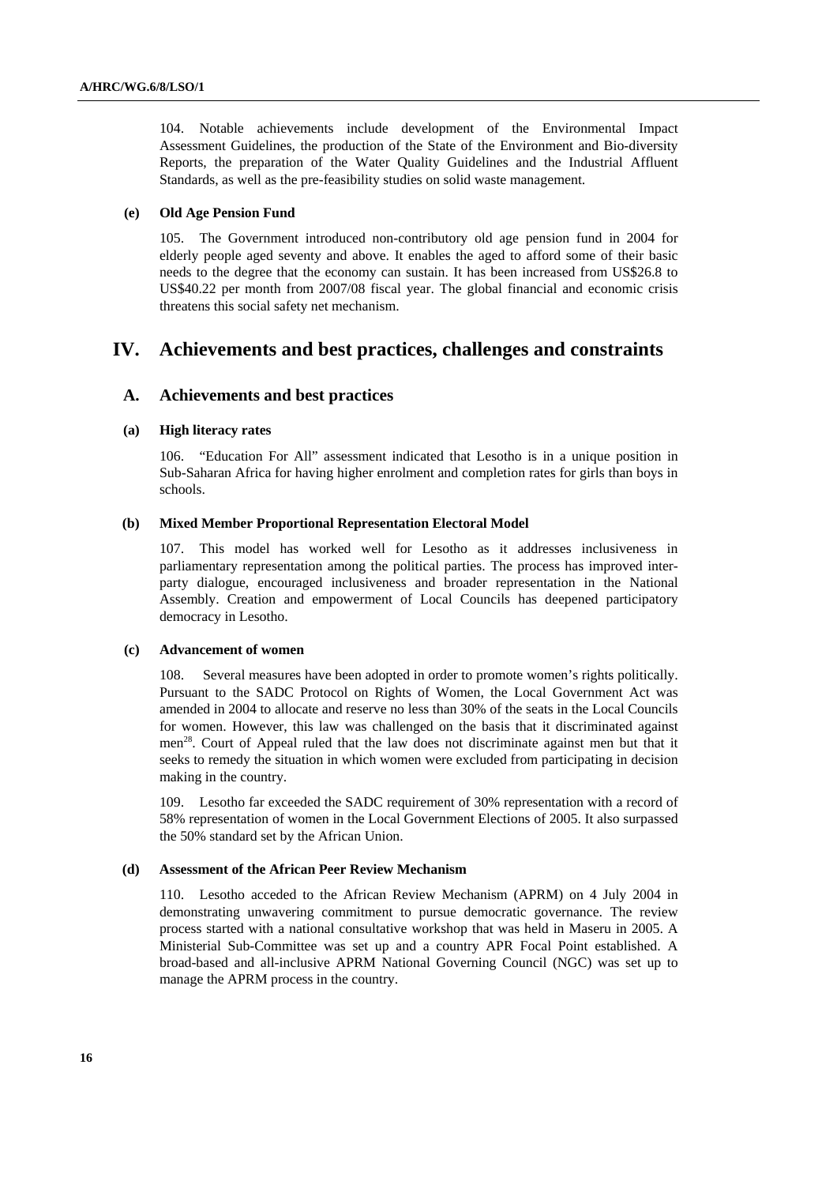104. Notable achievements include development of the Environmental Impact Assessment Guidelines, the production of the State of the Environment and Bio-diversity Reports, the preparation of the Water Quality Guidelines and the Industrial Affluent Standards, as well as the pre-feasibility studies on solid waste management.

#### (e) Old Age Pension Fund

105. The Government introduced non-contributory old age pension fund in 2004 for elderly people aged seventy and above. It enables the aged to afford some of their basic needs to the degree that the economy can sustain. It has been increased from US$26.8 to US$40.22 per month from 2007/08 fiscal year. The global financial and economic crisis threatens this social safety net mechanism.

## IV. Achievements and best practices, challenges and constraints

### A. Achievements and best practices

#### (a) High literacy rates

106. "Education For All" assessment indicated that Lesotho is in a unique position in Sub-Saharan Africa for having higher enrolment and completion rates for girls than boys in schools.

#### (b) Mixed Member Proportional Representation Electoral Model

107. This model has worked well for Lesotho as it addresses inclusiveness in parliamentary representation among the political parties. The process has improved inter-party dialogue, encouraged inclusiveness and broader representation in the National Assembly. Creation and empowerment of Local Councils has deepened participatory democracy in Lesotho.

#### (c) Advancement of women

108. Several measures have been adopted in order to promote women's rights politically. Pursuant to the SADC Protocol on Rights of Women, the Local Government Act was amended in 2004 to allocate and reserve no less than 30% of the seats in the Local Councils for women. However, this law was challenged on the basis that it discriminated against men[28]. Court of Appeal ruled that the law does not discriminate against men but that it seeks to remedy the situation in which women were excluded from participating in decision making in the country.

109. Lesotho far exceeded the SADC requirement of 30% representation with a record of 58% representation of women in the Local Government Elections of 2005. It also surpassed the 50% standard set by the African Union.

#### (d) Assessment of the African Peer Review Mechanism

110. Lesotho acceded to the African Review Mechanism (APRM) on 4 July 2004 in demonstrating unwavering commitment to pursue democratic governance. The review process started with a national consultative workshop that was held in Maseru in 2005. A Ministerial Sub-Committee was set up and a country APR Focal Point established. A broad-based and all-inclusive APRM National Governing Council (NGC) was set up to manage the APRM process in the country.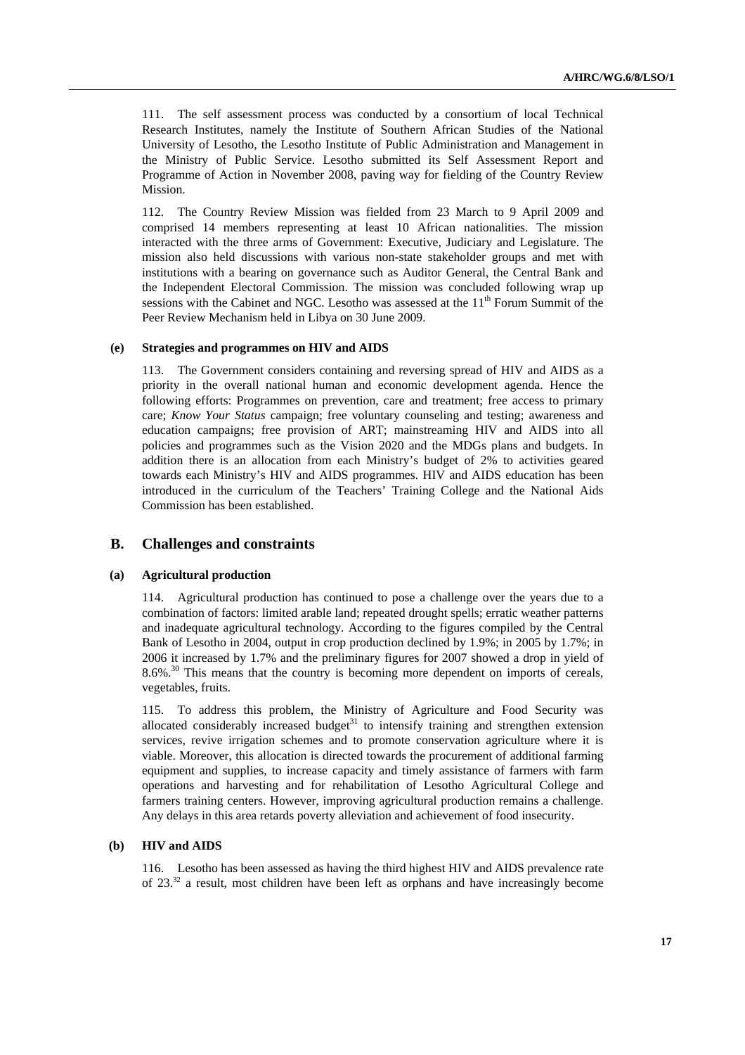111. The self assessment process was conducted by a consortium of local Technical Research Institutes, namely the Institute of Southern African Studies of the National University of Lesotho, the Lesotho Institute of Public Administration and Management in the Ministry of Public Service. Lesotho submitted its Self Assessment Report and Programme of Action in November 2008, paving way for fielding of the Country Review Mission.

112. The Country Review Mission was fielded from 23 March to 9 April 2009 and comprised 14 members representing at least 10 African nationalities. The mission interacted with the three arms of Government: Executive, Judiciary and Legislature. The mission also held discussions with various non-state stakeholder groups and met with institutions with a bearing on governance such as Auditor General, the Central Bank and the Independent Electoral Commission. The mission was concluded following wrap up sessions with the Cabinet and NGC. Lesotho was assessed at the 11th Forum Summit of the Peer Review Mechanism held in Libya on 30 June 2009.

#### (e) Strategies and programmes on HIV and AIDS

113. The Government considers containing and reversing spread of HIV and AIDS as a priority in the overall national human and economic development agenda. Hence the following efforts: Programmes on prevention, care and treatment; free access to primary care; *Know Your Status* campaign; free voluntary counseling and testing; awareness and education campaigns; free provision of ART; mainstreaming HIV and AIDS into all policies and programmes such as the Vision 2020 and the MDGs plans and budgets. In addition there is an allocation from each Ministry's budget of 2% to activities geared towards each Ministry's HIV and AIDS programmes. HIV and AIDS education has been introduced in the curriculum of the Teachers' Training College and the National Aids Commission has been established.

## B. Challenges and constraints

#### (a) Agricultural production

114. Agricultural production has continued to pose a challenge over the years due to a combination of factors: limited arable land; repeated drought spells; erratic weather patterns and inadequate agricultural technology. According to the figures compiled by the Central Bank of Lesotho in 2004, output in crop production declined by 1.9%; in 2005 by 1.7%; in 2006 it increased by 1.7% and the preliminary figures for 2007 showed a drop in yield of 8.6%.[30] This means that the country is becoming more dependent on imports of cereals, vegetables, fruits.

115. To address this problem, the Ministry of Agriculture and Food Security was allocated considerably increased budget[31] to intensify training and strengthen extension services, revive irrigation schemes and to promote conservation agriculture where it is viable. Moreover, this allocation is directed towards the procurement of additional farming equipment and supplies, to increase capacity and timely assistance of farmers with farm operations and harvesting and for rehabilitation of Lesotho Agricultural College and farmers training centers. However, improving agricultural production remains a challenge. Any delays in this area retards poverty alleviation and achievement of food insecurity.

#### (b) HIV and AIDS

116. Lesotho has been assessed as having the third highest HIV and AIDS prevalence rate of 23.[32] a result, most children have been left as orphans and have increasingly become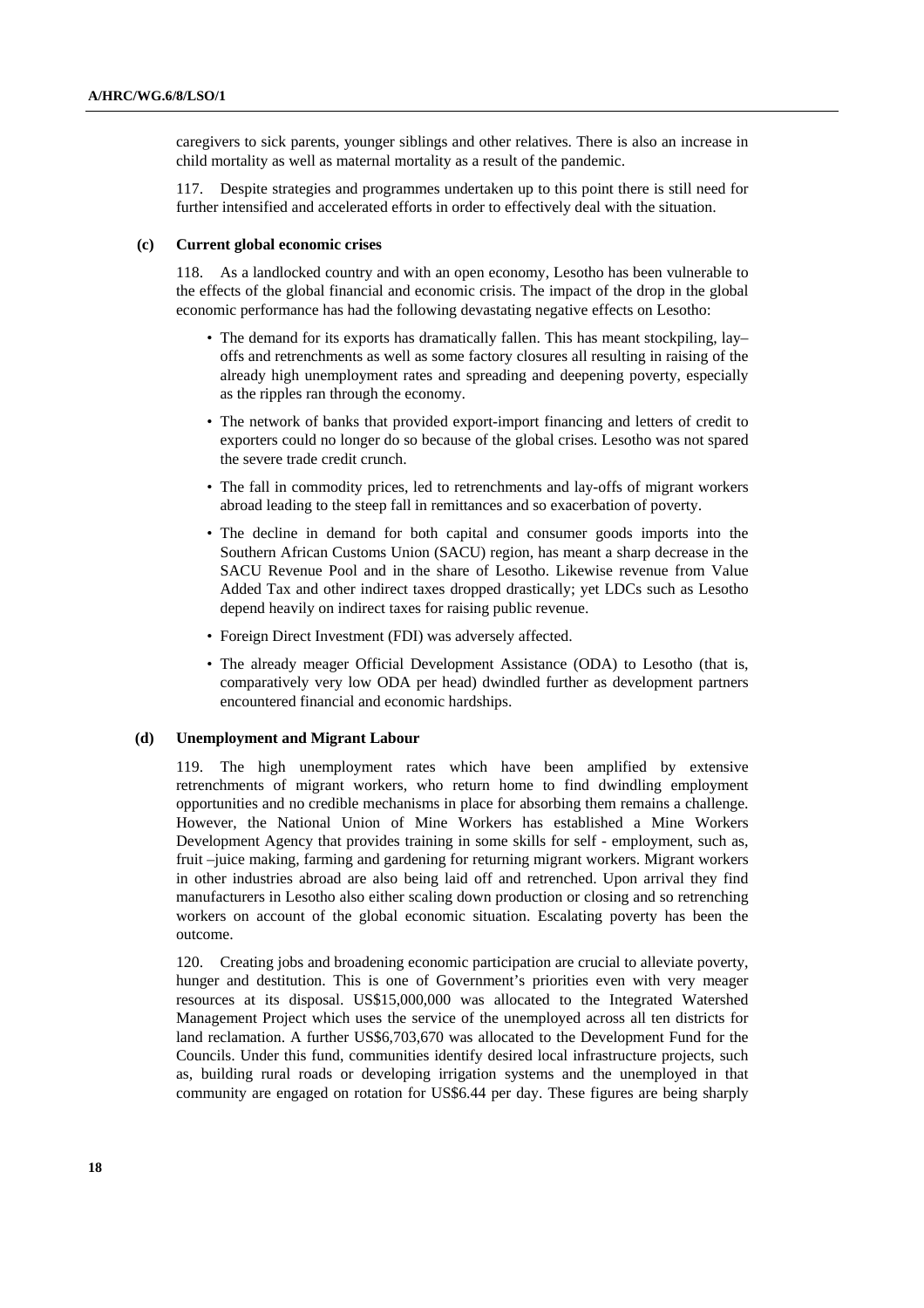caregivers to sick parents, younger siblings and other relatives. There is also an increase in child mortality as well as maternal mortality as a result of the pandemic.

117. Despite strategies and programmes undertaken up to this point there is still need for further intensified and accelerated efforts in order to effectively deal with the situation.

### (c) Current global economic crises

118. As a landlocked country and with an open economy, Lesotho has been vulnerable to the effects of the global financial and economic crisis. The impact of the drop in the global economic performance has had the following devastating negative effects on Lesotho:

- The demand for its exports has dramatically fallen. This has meant stockpiling, lay–offs and retrenchments as well as some factory closures all resulting in raising of the already high unemployment rates and spreading and deepening poverty, especially as the ripples ran through the economy.
- The network of banks that provided export-import financing and letters of credit to exporters could no longer do so because of the global crises. Lesotho was not spared the severe trade credit crunch.
- The fall in commodity prices, led to retrenchments and lay-offs of migrant workers abroad leading to the steep fall in remittances and so exacerbation of poverty.
- The decline in demand for both capital and consumer goods imports into the Southern African Customs Union (SACU) region, has meant a sharp decrease in the SACU Revenue Pool and in the share of Lesotho. Likewise revenue from Value Added Tax and other indirect taxes dropped drastically; yet LDCs such as Lesotho depend heavily on indirect taxes for raising public revenue.
- Foreign Direct Investment (FDI) was adversely affected.
- The already meager Official Development Assistance (ODA) to Lesotho (that is, comparatively very low ODA per head) dwindled further as development partners encountered financial and economic hardships.

### (d) Unemployment and Migrant Labour

119. The high unemployment rates which have been amplified by extensive retrenchments of migrant workers, who return home to find dwindling employment opportunities and no credible mechanisms in place for absorbing them remains a challenge. However, the National Union of Mine Workers has established a Mine Workers Development Agency that provides training in some skills for self - employment, such as, fruit –juice making, farming and gardening for returning migrant workers. Migrant workers in other industries abroad are also being laid off and retrenched. Upon arrival they find manufacturers in Lesotho also either scaling down production or closing and so retrenching workers on account of the global economic situation. Escalating poverty has been the outcome.

120. Creating jobs and broadening economic participation are crucial to alleviate poverty, hunger and destitution. This is one of Government's priorities even with very meager resources at its disposal. US$15,000,000 was allocated to the Integrated Watershed Management Project which uses the service of the unemployed across all ten districts for land reclamation. A further US$6,703,670 was allocated to the Development Fund for the Councils. Under this fund, communities identify desired local infrastructure projects, such as, building rural roads or developing irrigation systems and the unemployed in that community are engaged on rotation for US$6.44 per day. These figures are being sharply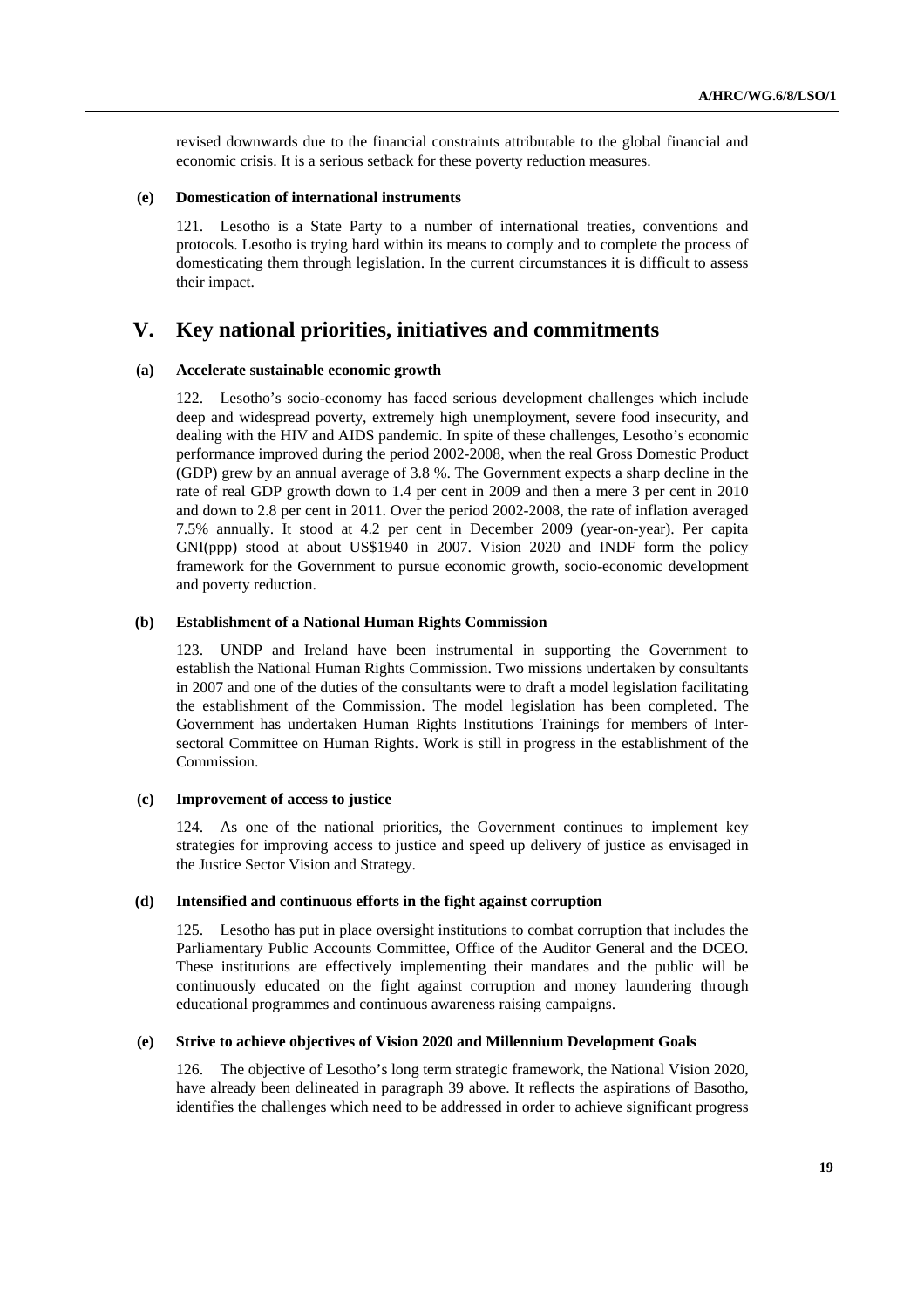revised downwards due to the financial constraints attributable to the global financial and economic crisis. It is a serious setback for these poverty reduction measures.

### (e) Domestication of international instruments

121. Lesotho is a State Party to a number of international treaties, conventions and protocols. Lesotho is trying hard within its means to comply and to complete the process of domesticating them through legislation. In the current circumstances it is difficult to assess their impact.

## V. Key national priorities, initiatives and commitments

### (a) Accelerate sustainable economic growth

122. Lesotho's socio-economy has faced serious development challenges which include deep and widespread poverty, extremely high unemployment, severe food insecurity, and dealing with the HIV and AIDS pandemic. In spite of these challenges, Lesotho's economic performance improved during the period 2002-2008, when the real Gross Domestic Product (GDP) grew by an annual average of 3.8 %. The Government expects a sharp decline in the rate of real GDP growth down to 1.4 per cent in 2009 and then a mere 3 per cent in 2010 and down to 2.8 per cent in 2011. Over the period 2002-2008, the rate of inflation averaged 7.5% annually. It stood at 4.2 per cent in December 2009 (year-on-year). Per capita GNI(ppp) stood at about US$1940 in 2007. Vision 2020 and INDF form the policy framework for the Government to pursue economic growth, socio-economic development and poverty reduction.

### (b) Establishment of a National Human Rights Commission

123. UNDP and Ireland have been instrumental in supporting the Government to establish the National Human Rights Commission. Two missions undertaken by consultants in 2007 and one of the duties of the consultants were to draft a model legislation facilitating the establishment of the Commission. The model legislation has been completed. The Government has undertaken Human Rights Institutions Trainings for members of Inter-sectoral Committee on Human Rights. Work is still in progress in the establishment of the Commission.

### (c) Improvement of access to justice

124. As one of the national priorities, the Government continues to implement key strategies for improving access to justice and speed up delivery of justice as envisaged in the Justice Sector Vision and Strategy.

### (d) Intensified and continuous efforts in the fight against corruption

125. Lesotho has put in place oversight institutions to combat corruption that includes the Parliamentary Public Accounts Committee, Office of the Auditor General and the DCEO. These institutions are effectively implementing their mandates and the public will be continuously educated on the fight against corruption and money laundering through educational programmes and continuous awareness raising campaigns.

### (e) Strive to achieve objectives of Vision 2020 and Millennium Development Goals

126. The objective of Lesotho's long term strategic framework, the National Vision 2020, have already been delineated in paragraph 39 above. It reflects the aspirations of Basotho, identifies the challenges which need to be addressed in order to achieve significant progress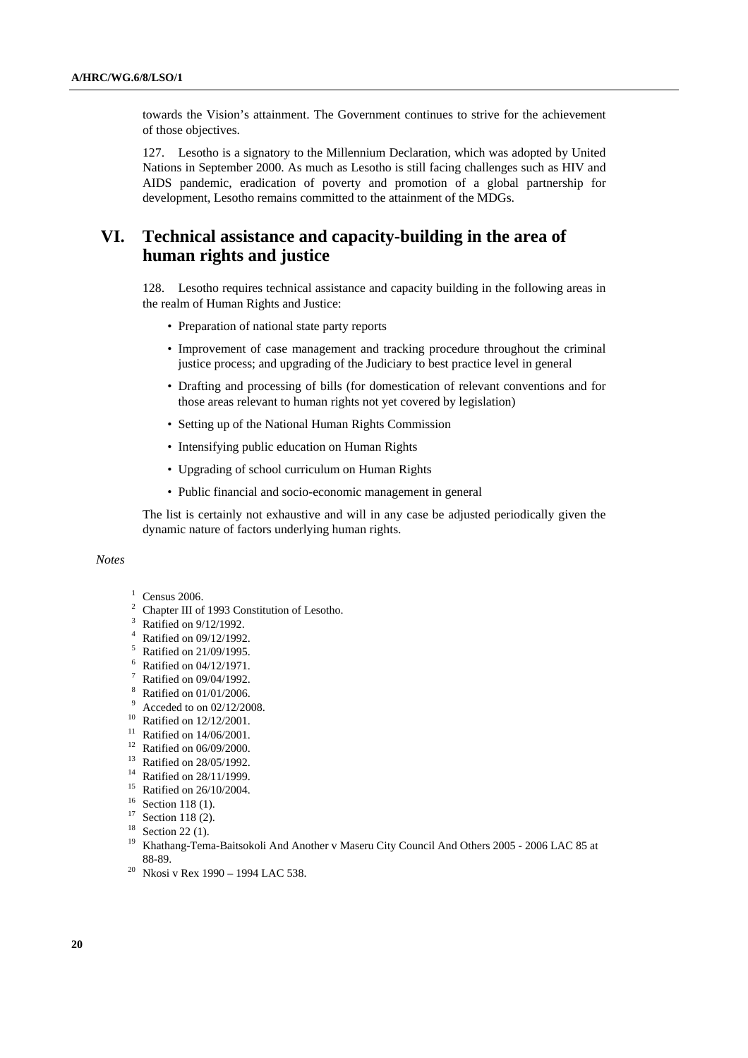towards the Vision's attainment. The Government continues to strive for the achievement of those objectives.

127. Lesotho is a signatory to the Millennium Declaration, which was adopted by United Nations in September 2000. As much as Lesotho is still facing challenges such as HIV and AIDS pandemic, eradication of poverty and promotion of a global partnership for development, Lesotho remains committed to the attainment of the MDGs.

## VI. Technical assistance and capacity-building in the area of human rights and justice

128. Lesotho requires technical assistance and capacity building in the following areas in the realm of Human Rights and Justice:

- Preparation of national state party reports
- Improvement of case management and tracking procedure throughout the criminal justice process; and upgrading of the Judiciary to best practice level in general
- Drafting and processing of bills (for domestication of relevant conventions and for those areas relevant to human rights not yet covered by legislation)
- Setting up of the National Human Rights Commission
- Intensifying public education on Human Rights
- Upgrading of school curriculum on Human Rights
- Public financial and socio-economic management in general

The list is certainly not exhaustive and will in any case be adjusted periodically given the dynamic nature of factors underlying human rights.

*Notes*

[1] Census 2006.
[2] Chapter III of 1993 Constitution of Lesotho.
[3] Ratified on 9/12/1992.
[4] Ratified on 09/12/1992.
[5] Ratified on 21/09/1995.
[6] Ratified on 04/12/1971.
[7] Ratified on 09/04/1992.
[8] Ratified on 01/01/2006.
[9] Acceded to on 02/12/2008.
[10] Ratified on 12/12/2001.
[11] Ratified on 14/06/2001.
[12] Ratified on 06/09/2000.
[13] Ratified on 28/05/1992.
[14] Ratified on 28/11/1999.
[15] Ratified on 26/10/2004.
[16] Section 118 (1).
[17] Section 118 (2).
[18] Section 22 (1).
[19] Khathang-Tema-Baitsokoli And Another v Maseru City Council And Others 2005 - 2006 LAC 85 at 88-89.
[20] Nkosi v Rex 1990 – 1994 LAC 538.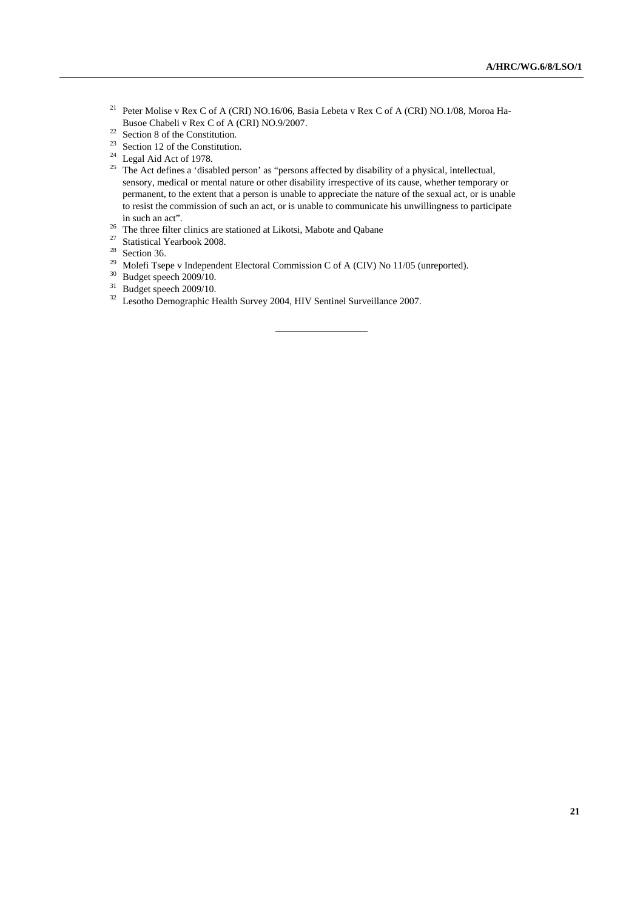[21] Peter Molise v Rex C of A (CRI) NO.16/06, Basia Lebeta v Rex C of A (CRI) NO.1/08, Moroa Ha-Busoe Chabeli v Rex C of A (CRI) NO.9/2007.

[22] Section 8 of the Constitution.

[23] Section 12 of the Constitution.

[24] Legal Aid Act of 1978.

[25] The Act defines a 'disabled person' as "persons affected by disability of a physical, intellectual, sensory, medical or mental nature or other disability irrespective of its cause, whether temporary or permanent, to the extent that a person is unable to appreciate the nature of the sexual act, or is unable to resist the commission of such an act, or is unable to communicate his unwillingness to participate in such an act".

[26] The three filter clinics are stationed at Likotsi, Mabote and Qabane

[27] Statistical Yearbook 2008.

[28] Section 36.

[29] Molefi Tsepe v Independent Electoral Commission C of A (CIV) No 11/05 (unreported).

[30] Budget speech 2009/10.

[31] Budget speech 2009/10.

[32] Lesotho Demographic Health Survey 2004, HIV Sentinel Surveillance 2007.